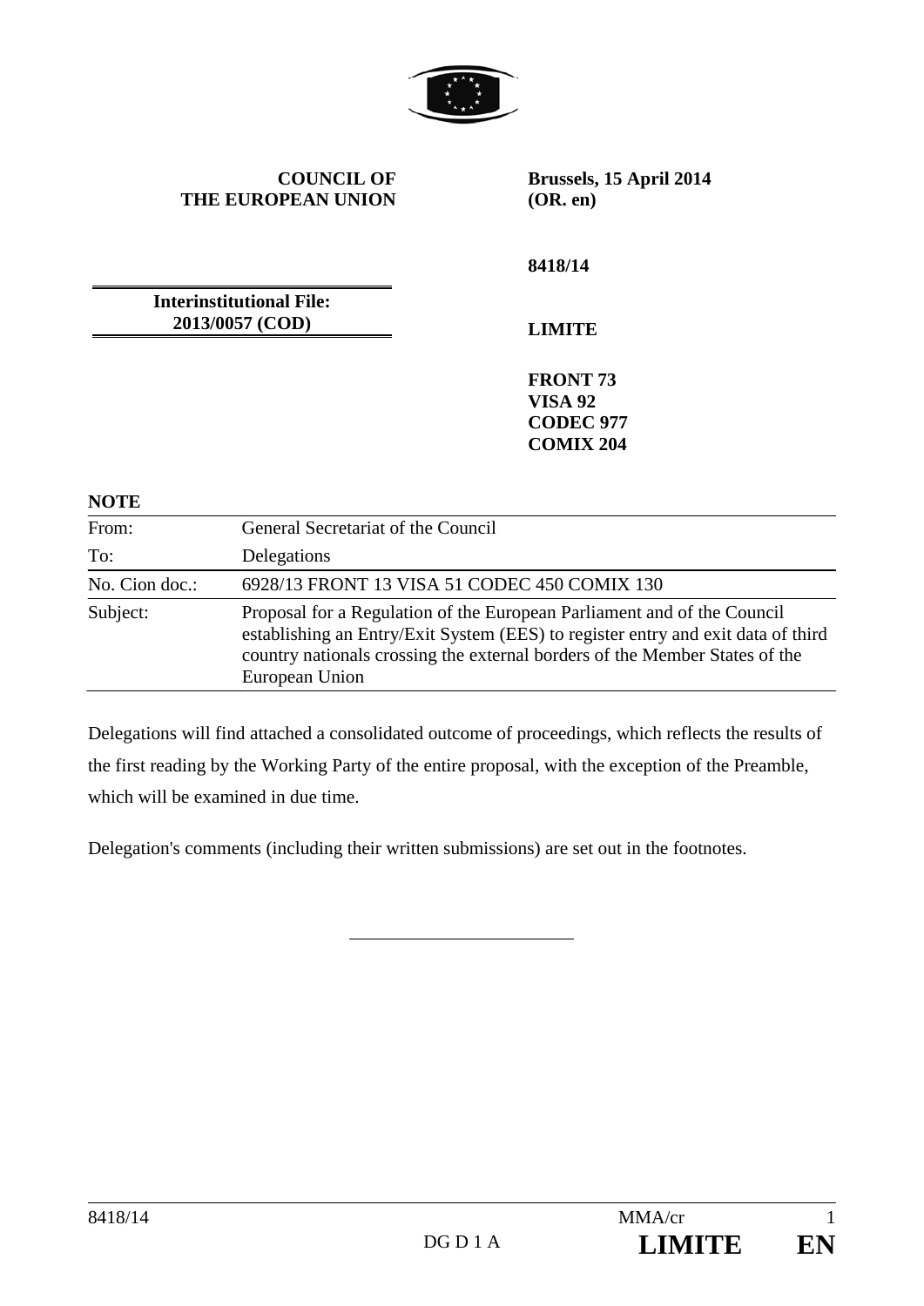**COUNCIL OF THE EUROPEAN UNION**

**Brussels, 15 April 2014 (OR. en)**

**8418/14**

**Interinstitutional File: 2013/0057 (COD)**

**LIMITE**

**FRONT 73**
**VISA 92**
**CODEC 977**
**COMIX 204**

**NOTE**

| | |
|---|---|
| From: | General Secretariat of the Council |
| To: | Delegations |
| No. Cion doc.: | 6928/13 FRONT 13 VISA 51 CODEC 450 COMIX 130 |
| Subject: | Proposal for a Regulation of the European Parliament and of the Council establishing an Entry/Exit System (EES) to register entry and exit data of third country nationals crossing the external borders of the Member States of the European Union |

Delegations will find attached a consolidated outcome of proceedings, which reflects the results of the first reading by the Working Party of the entire proposal, with the exception of the Preamble, which will be examined in due time.

Delegation's comments (including their written submissions) are set out in the footnotes.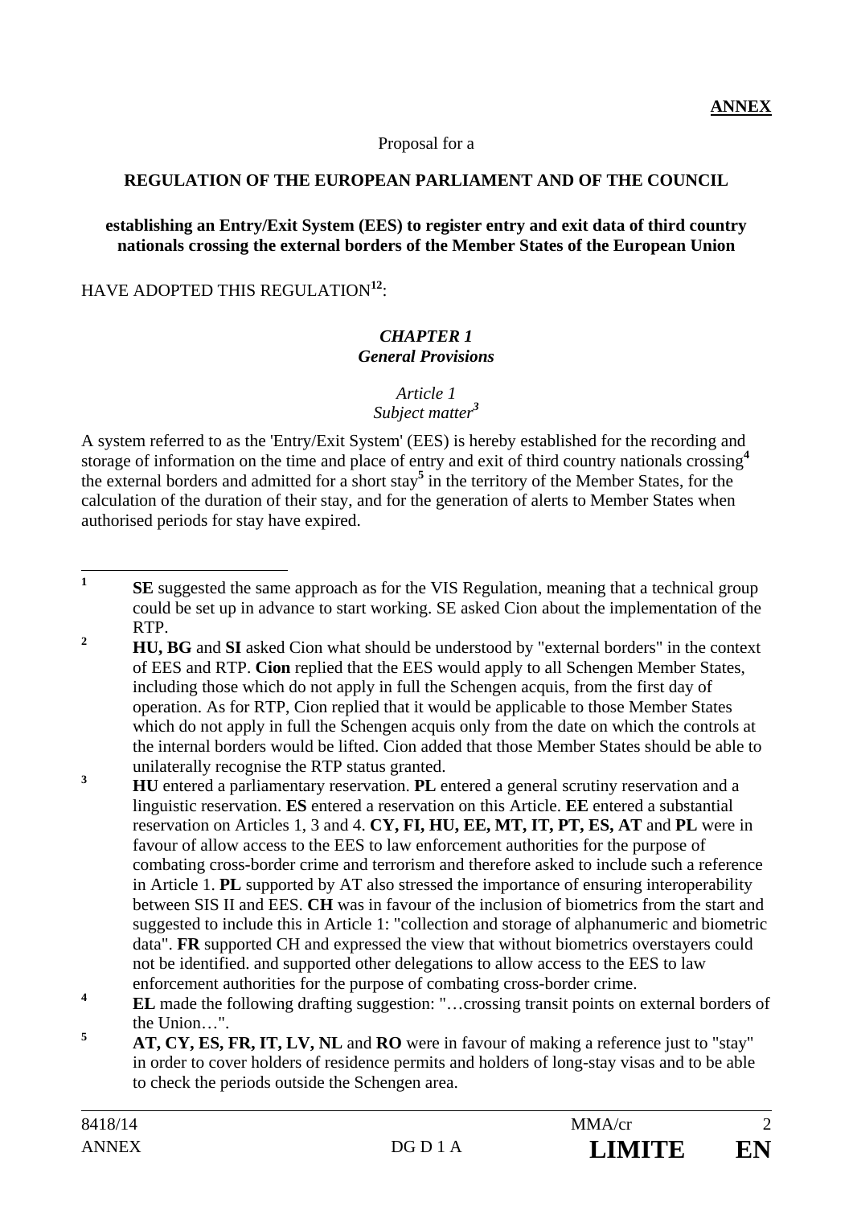**ANNEX**

Proposal for a

**REGULATION OF THE EUROPEAN PARLIAMENT AND OF THE COUNCIL**

**establishing an Entry/Exit System (EES) to register entry and exit data of third country nationals crossing the external borders of the Member States of the European Union**

HAVE ADOPTED THIS REGULATION[1][2]:

### *CHAPTER 1*
### *General Provisions*

*Article 1*
*Subject matter*[3]

A system referred to as the 'Entry/Exit System' (EES) is hereby established for the recording and storage of information on the time and place of entry and exit of third country nationals crossing[4] the external borders and admitted for a short stay[5] in the territory of the Member States, for the calculation of the duration of their stay, and for the generation of alerts to Member States when authorised periods for stay have expired.

---

[1] **SE** suggested the same approach as for the VIS Regulation, meaning that a technical group could be set up in advance to start working. SE asked Cion about the implementation of the RTP.

[2] **HU, BG** and **SI** asked Cion what should be understood by "external borders" in the context of EES and RTP. **Cion** replied that the EES would apply to all Schengen Member States, including those which do not apply in full the Schengen acquis, from the first day of operation. As for RTP, Cion replied that it would be applicable to those Member States which do not apply in full the Schengen acquis only from the date on which the controls at the internal borders would be lifted. Cion added that those Member States should be able to unilaterally recognise the RTP status granted.

[3] **HU** entered a parliamentary reservation. **PL** entered a general scrutiny reservation and a linguistic reservation. **ES** entered a reservation on this Article. **EE** entered a substantial reservation on Articles 1, 3 and 4. **CY, FI, HU, EE, MT, IT, PT, ES, AT** and **PL** were in favour of allow access to the EES to law enforcement authorities for the purpose of combating cross-border crime and terrorism and therefore asked to include such a reference in Article 1. **PL** supported by AT also stressed the importance of ensuring interoperability between SIS II and EES. **CH** was in favour of the inclusion of biometrics from the start and suggested to include this in Article 1: "collection and storage of alphanumeric and biometric data". **FR** supported CH and expressed the view that without biometrics overstayers could not be identified. and supported other delegations to allow access to the EES to law enforcement authorities for the purpose of combating cross-border crime.

[4] **EL** made the following drafting suggestion: "…crossing transit points on external borders of the Union…".

[5] **AT, CY, ES, FR, IT, LV, NL** and **RO** were in favour of making a reference just to "stay" in order to cover holders of residence permits and holders of long-stay visas and to be able to check the periods outside the Schengen area.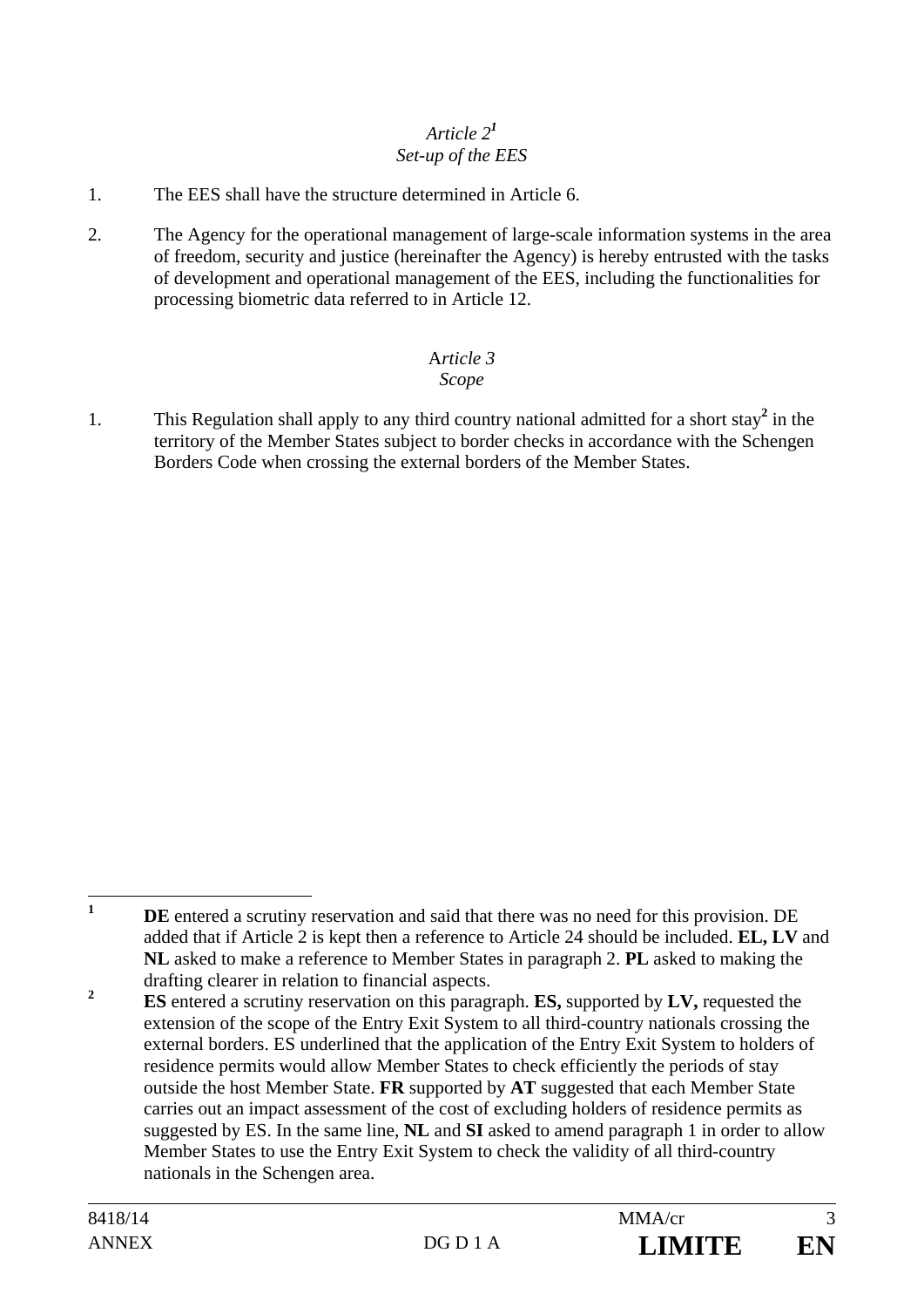*Article 2*[1]
*Set-up of the EES*

1. The EES shall have the structure determined in Article 6.

2. The Agency for the operational management of large-scale information systems in the area of freedom, security and justice (hereinafter the Agency) is hereby entrusted with the tasks of development and operational management of the EES, including the functionalities for processing biometric data referred to in Article 12.

*Article 3*
*Scope*

1. This Regulation shall apply to any third country national admitted for a short stay[2] in the territory of the Member States subject to border checks in accordance with the Schengen Borders Code when crossing the external borders of the Member States.

---

[1] **DE** entered a scrutiny reservation and said that there was no need for this provision. DE added that if Article 2 is kept then a reference to Article 24 should be included. **EL, LV** and **NL** asked to make a reference to Member States in paragraph 2. **PL** asked to making the drafting clearer in relation to financial aspects.

[2] **ES** entered a scrutiny reservation on this paragraph. **ES,** supported by **LV,** requested the extension of the scope of the Entry Exit System to all third-country nationals crossing the external borders. ES underlined that the application of the Entry Exit System to holders of residence permits would allow Member States to check efficiently the periods of stay outside the host Member State. **FR** supported by **AT** suggested that each Member State carries out an impact assessment of the cost of excluding holders of residence permits as suggested by ES. In the same line, **NL** and **SI** asked to amend paragraph 1 in order to allow Member States to use the Entry Exit System to check the validity of all third-country nationals in the Schengen area.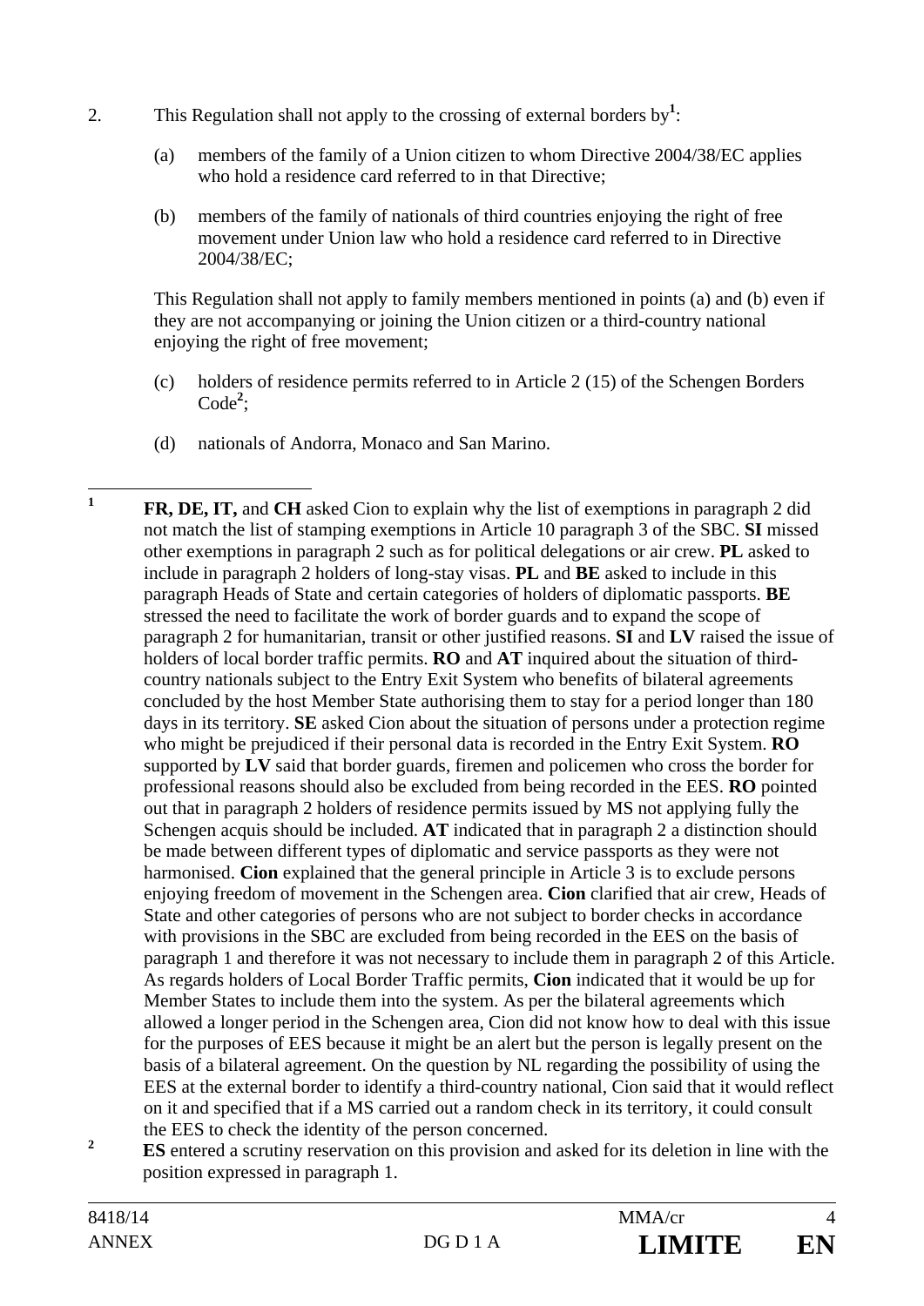2. This Regulation shall not apply to the crossing of external borders by[1]:

   (a) members of the family of a Union citizen to whom Directive 2004/38/EC applies who hold a residence card referred to in that Directive;

   (b) members of the family of nationals of third countries enjoying the right of free movement under Union law who hold a residence card referred to in Directive 2004/38/EC;

   This Regulation shall not apply to family members mentioned in points (a) and (b) even if they are not accompanying or joining the Union citizen or a third-country national enjoying the right of free movement;

   (c) holders of residence permits referred to in Article 2 (15) of the Schengen Borders Code[2];

   (d) nationals of Andorra, Monaco and San Marino.

---

[1] **FR, DE, IT,** and **CH** asked Cion to explain why the list of exemptions in paragraph 2 did not match the list of stamping exemptions in Article 10 paragraph 3 of the SBC. **SI** missed other exemptions in paragraph 2 such as for political delegations or air crew. **PL** asked to include in paragraph 2 holders of long-stay visas. **PL** and **BE** asked to include in this paragraph Heads of State and certain categories of holders of diplomatic passports. **BE** stressed the need to facilitate the work of border guards and to expand the scope of paragraph 2 for humanitarian, transit or other justified reasons. **SI** and **LV** raised the issue of holders of local border traffic permits. **RO** and **AT** inquired about the situation of third-country nationals subject to the Entry Exit System who benefits of bilateral agreements concluded by the host Member State authorising them to stay for a period longer than 180 days in its territory. **SE** asked Cion about the situation of persons under a protection regime who might be prejudiced if their personal data is recorded in the Entry Exit System. **RO** supported by **LV** said that border guards, firemen and policemen who cross the border for professional reasons should also be excluded from being recorded in the EES. **RO** pointed out that in paragraph 2 holders of residence permits issued by MS not applying fully the Schengen acquis should be included. **AT** indicated that in paragraph 2 a distinction should be made between different types of diplomatic and service passports as they were not harmonised. **Cion** explained that the general principle in Article 3 is to exclude persons enjoying freedom of movement in the Schengen area. **Cion** clarified that air crew, Heads of State and other categories of persons who are not subject to border checks in accordance with provisions in the SBC are excluded from being recorded in the EES on the basis of paragraph 1 and therefore it was not necessary to include them in paragraph 2 of this Article. As regards holders of Local Border Traffic permits, **Cion** indicated that it would be up for Member States to include them into the system. As per the bilateral agreements which allowed a longer period in the Schengen area, Cion did not know how to deal with this issue for the purposes of EES because it might be an alert but the person is legally present on the basis of a bilateral agreement. On the question by NL regarding the possibility of using the EES at the external border to identify a third-country national, Cion said that it would reflect on it and specified that if a MS carried out a random check in its territory, it could consult the EES to check the identity of the person concerned.

[2] **ES** entered a scrutiny reservation on this provision and asked for its deletion in line with the position expressed in paragraph 1.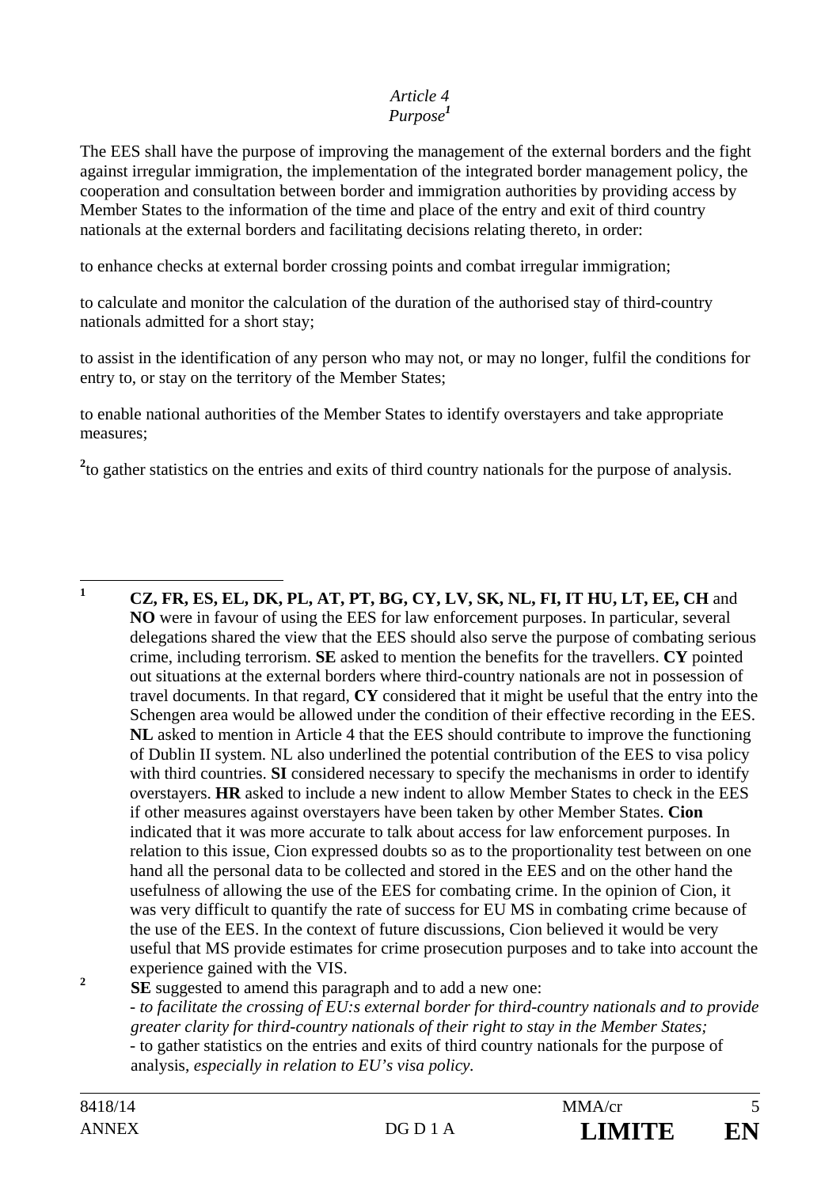*Article 4*
*Purpose*[1]

The EES shall have the purpose of improving the management of the external borders and the fight against irregular immigration, the implementation of the integrated border management policy, the cooperation and consultation between border and immigration authorities by providing access by Member States to the information of the time and place of the entry and exit of third country nationals at the external borders and facilitating decisions relating thereto, in order:

to enhance checks at external border crossing points and combat irregular immigration;

to calculate and monitor the calculation of the duration of the authorised stay of third-country nationals admitted for a short stay;

to assist in the identification of any person who may not, or may no longer, fulfil the conditions for entry to, or stay on the territory of the Member States;

to enable national authorities of the Member States to identify overstayers and take appropriate measures;

[2]to gather statistics on the entries and exits of third country nationals for the purpose of analysis.

---

[1] **CZ, FR, ES, EL, DK, PL, AT, PT, BG, CY, LV, SK, NL, FI, IT HU, LT, EE, CH** and **NO** were in favour of using the EES for law enforcement purposes. In particular, several delegations shared the view that the EES should also serve the purpose of combating serious crime, including terrorism. **SE** asked to mention the benefits for the travellers. **CY** pointed out situations at the external borders where third-country nationals are not in possession of travel documents. In that regard, **CY** considered that it might be useful that the entry into the Schengen area would be allowed under the condition of their effective recording in the EES. **NL** asked to mention in Article 4 that the EES should contribute to improve the functioning of Dublin II system. NL also underlined the potential contribution of the EES to visa policy with third countries. **SI** considered necessary to specify the mechanisms in order to identify overstayers. **HR** asked to include a new indent to allow Member States to check in the EES if other measures against overstayers have been taken by other Member States. **Cion** indicated that it was more accurate to talk about access for law enforcement purposes. In relation to this issue, Cion expressed doubts so as to the proportionality test between on one hand all the personal data to be collected and stored in the EES and on the other hand the usefulness of allowing the use of the EES for combating crime. In the opinion of Cion, it was very difficult to quantify the rate of success for EU MS in combating crime because of the use of the EES. In the context of future discussions, Cion believed it would be very useful that MS provide estimates for crime prosecution purposes and to take into account the experience gained with the VIS.

[2] **SE** suggested to amend this paragraph and to add a new one:
- *to facilitate the crossing of EU:s external border for third-country nationals and to provide greater clarity for third-country nationals of their right to stay in the Member States;*
- to gather statistics on the entries and exits of third country nationals for the purpose of analysis, *especially in relation to EU's visa policy.*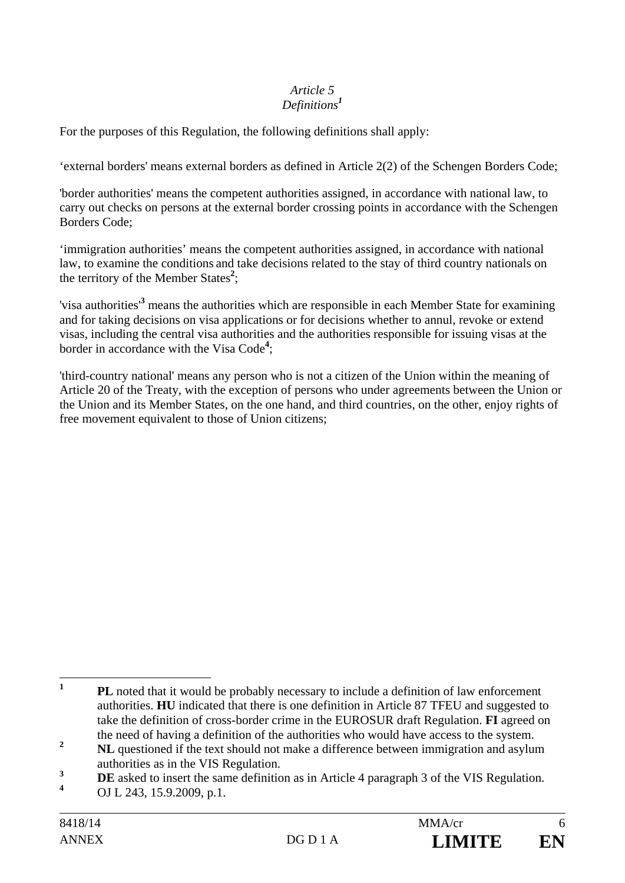*Article 5*
*Definitions*[1]

For the purposes of this Regulation, the following definitions shall apply:

‘external borders' means external borders as defined in Article 2(2) of the Schengen Borders Code;

'border authorities' means the competent authorities assigned, in accordance with national law, to carry out checks on persons at the external border crossing points in accordance with the Schengen Borders Code;

‘immigration authorities’ means the competent authorities assigned, in accordance with national law, to examine the conditions and take decisions related to the stay of third country nationals on the territory of the Member States[2];

'visa authorities'[3] means the authorities which are responsible in each Member State for examining and for taking decisions on visa applications or for decisions whether to annul, revoke or extend visas, including the central visa authorities and the authorities responsible for issuing visas at the border in accordance with the Visa Code[4];

'third-country national' means any person who is not a citizen of the Union within the meaning of Article 20 of the Treaty, with the exception of persons who under agreements between the Union or the Union and its Member States, on the one hand, and third countries, on the other, enjoy rights of free movement equivalent to those of Union citizens;

---

[1] **PL** noted that it would be probably necessary to include a definition of law enforcement authorities. **HU** indicated that there is one definition in Article 87 TFEU and suggested to take the definition of cross-border crime in the EUROSUR draft Regulation. **FI** agreed on the need of having a definition of the authorities who would have access to the system.

[2] **NL** questioned if the text should not make a difference between immigration and asylum authorities as in the VIS Regulation.

[3] **DE** asked to insert the same definition as in Article 4 paragraph 3 of the VIS Regulation.

[4] OJ L 243, 15.9.2009, p.1.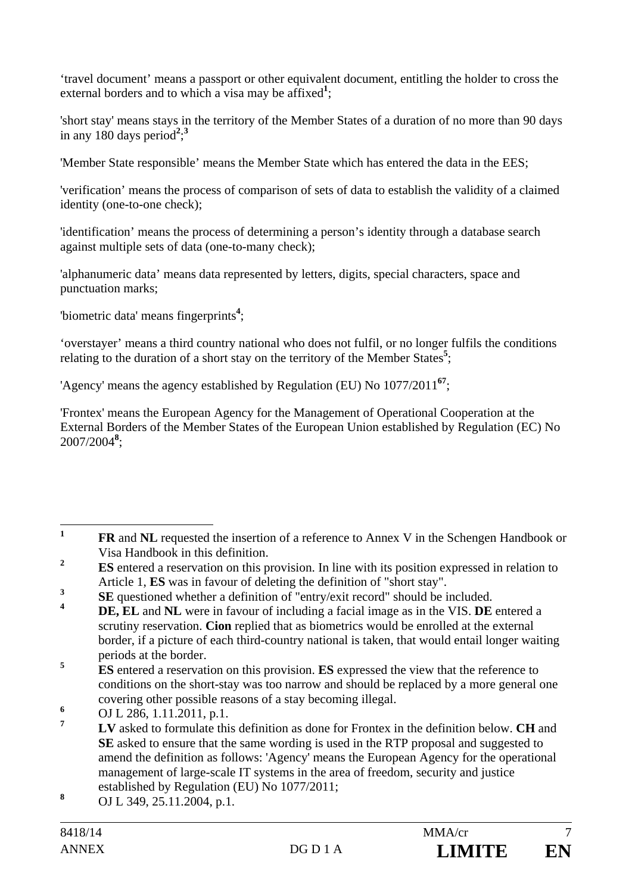'travel document' means a passport or other equivalent document, entitling the holder to cross the external borders and to which a visa may be affixed[1];

'short stay' means stays in the territory of the Member States of a duration of no more than 90 days in any 180 days period[2];[3]

'Member State responsible' means the Member State which has entered the data in the EES;

'verification' means the process of comparison of sets of data to establish the validity of a claimed identity (one-to-one check);

'identification' means the process of determining a person's identity through a database search against multiple sets of data (one-to-many check);

'alphanumeric data' means data represented by letters, digits, special characters, space and punctuation marks;

'biometric data' means fingerprints[4];

'overstayer' means a third country national who does not fulfil, or no longer fulfils the conditions relating to the duration of a short stay on the territory of the Member States[5];

'Agency' means the agency established by Regulation (EU) No 1077/2011[6][7];

'Frontex' means the European Agency for the Management of Operational Cooperation at the External Borders of the Member States of the European Union established by Regulation (EC) No 2007/2004[8];

---

[1] **FR** and **NL** requested the insertion of a reference to Annex V in the Schengen Handbook or Visa Handbook in this definition.

[2] **ES** entered a reservation on this provision. In line with its position expressed in relation to Article 1, **ES** was in favour of deleting the definition of "short stay".

[3] **SE** questioned whether a definition of "entry/exit record" should be included.

[4] **DE, EL** and **NL** were in favour of including a facial image as in the VIS. **DE** entered a scrutiny reservation. **Cion** replied that as biometrics would be enrolled at the external border, if a picture of each third-country national is taken, that would entail longer waiting periods at the border.

[5] **ES** entered a reservation on this provision. **ES** expressed the view that the reference to conditions on the short-stay was too narrow and should be replaced by a more general one covering other possible reasons of a stay becoming illegal.

[6] OJ L 286, 1.11.2011, p.1.

[7] **LV** asked to formulate this definition as done for Frontex in the definition below. **CH** and **SE** asked to ensure that the same wording is used in the RTP proposal and suggested to amend the definition as follows: 'Agency' means the European Agency for the operational management of large-scale IT systems in the area of freedom, security and justice established by Regulation (EU) No 1077/2011;

[8] OJ L 349, 25.11.2004, p.1.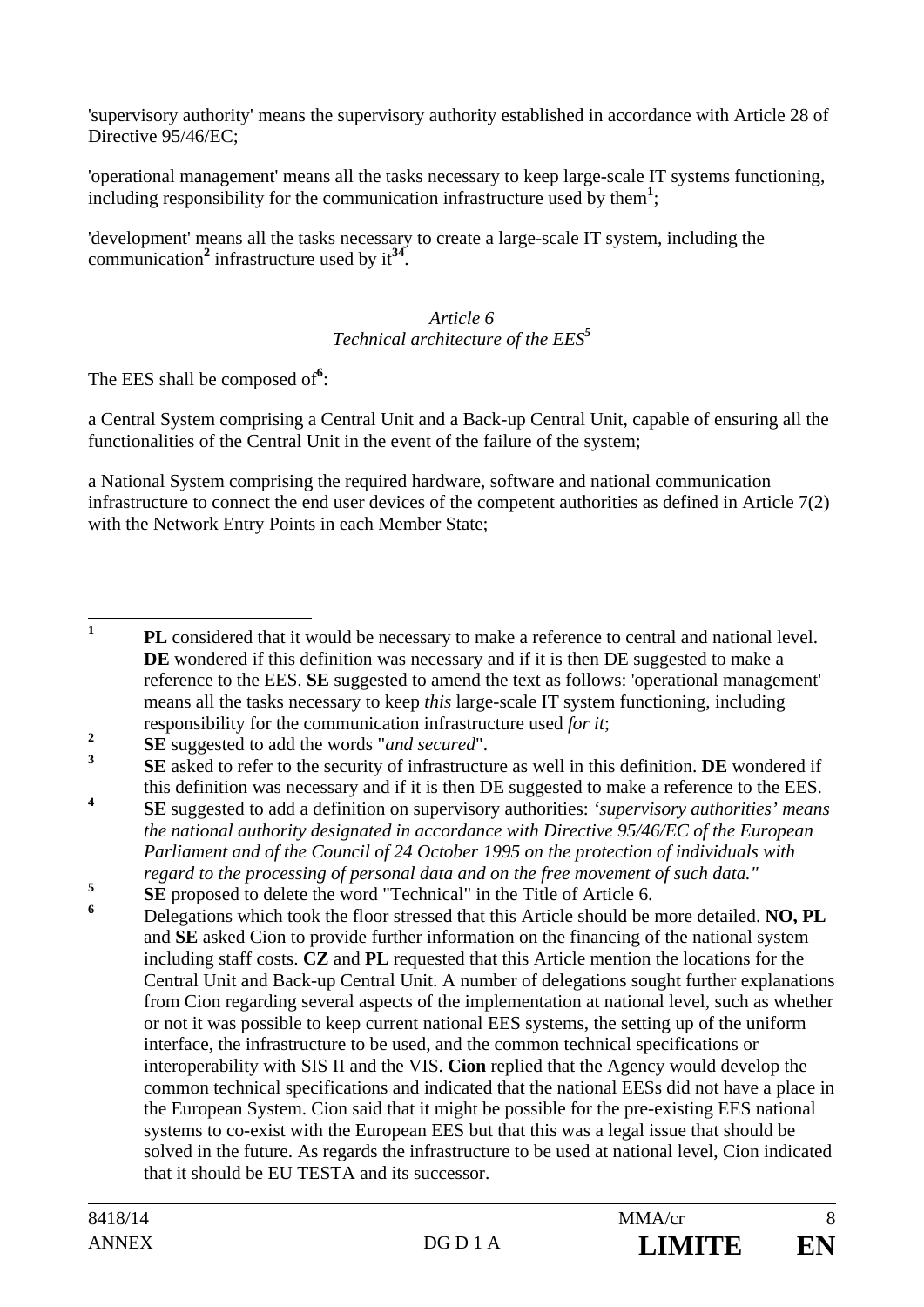'supervisory authority' means the supervisory authority established in accordance with Article 28 of Directive 95/46/EC;

'operational management' means all the tasks necessary to keep large-scale IT systems functioning, including responsibility for the communication infrastructure used by them[1];

'development' means all the tasks necessary to create a large-scale IT system, including the communication[2] infrastructure used by it[3][4].

*Article 6*
*Technical architecture of the EES*[5]

The EES shall be composed of[6]:

a Central System comprising a Central Unit and a Back-up Central Unit, capable of ensuring all the functionalities of the Central Unit in the event of the failure of the system;

a National System comprising the required hardware, software and national communication infrastructure to connect the end user devices of the competent authorities as defined in Article 7(2) with the Network Entry Points in each Member State;

---

[1] **PL** considered that it would be necessary to make a reference to central and national level. **DE** wondered if this definition was necessary and if it is then DE suggested to make a reference to the EES. **SE** suggested to amend the text as follows: 'operational management' means all the tasks necessary to keep *this* large-scale IT system functioning, including responsibility for the communication infrastructure used *for it*;

[2] **SE** suggested to add the words "*and secured*".

[3] **SE** asked to refer to the security of infrastructure as well in this definition. **DE** wondered if this definition was necessary and if it is then DE suggested to make a reference to the EES.

[4] **SE** suggested to add a definition on supervisory authorities: *'supervisory authorities' means the national authority designated in accordance with Directive 95/46/EC of the European Parliament and of the Council of 24 October 1995 on the protection of individuals with regard to the processing of personal data and on the free movement of such data."*

[5] **SE** proposed to delete the word "Technical" in the Title of Article 6.

[6] Delegations which took the floor stressed that this Article should be more detailed. **NO, PL** and **SE** asked Cion to provide further information on the financing of the national system including staff costs. **CZ** and **PL** requested that this Article mention the locations for the Central Unit and Back-up Central Unit. A number of delegations sought further explanations from Cion regarding several aspects of the implementation at national level, such as whether or not it was possible to keep current national EES systems, the setting up of the uniform interface, the infrastructure to be used, and the common technical specifications or interoperability with SIS II and the VIS. **Cion** replied that the Agency would develop the common technical specifications and indicated that the national EESs did not have a place in the European System. Cion said that it might be possible for the pre-existing EES national systems to co-exist with the European EES but that this was a legal issue that should be solved in the future. As regards the infrastructure to be used at national level, Cion indicated that it should be EU TESTA and its successor.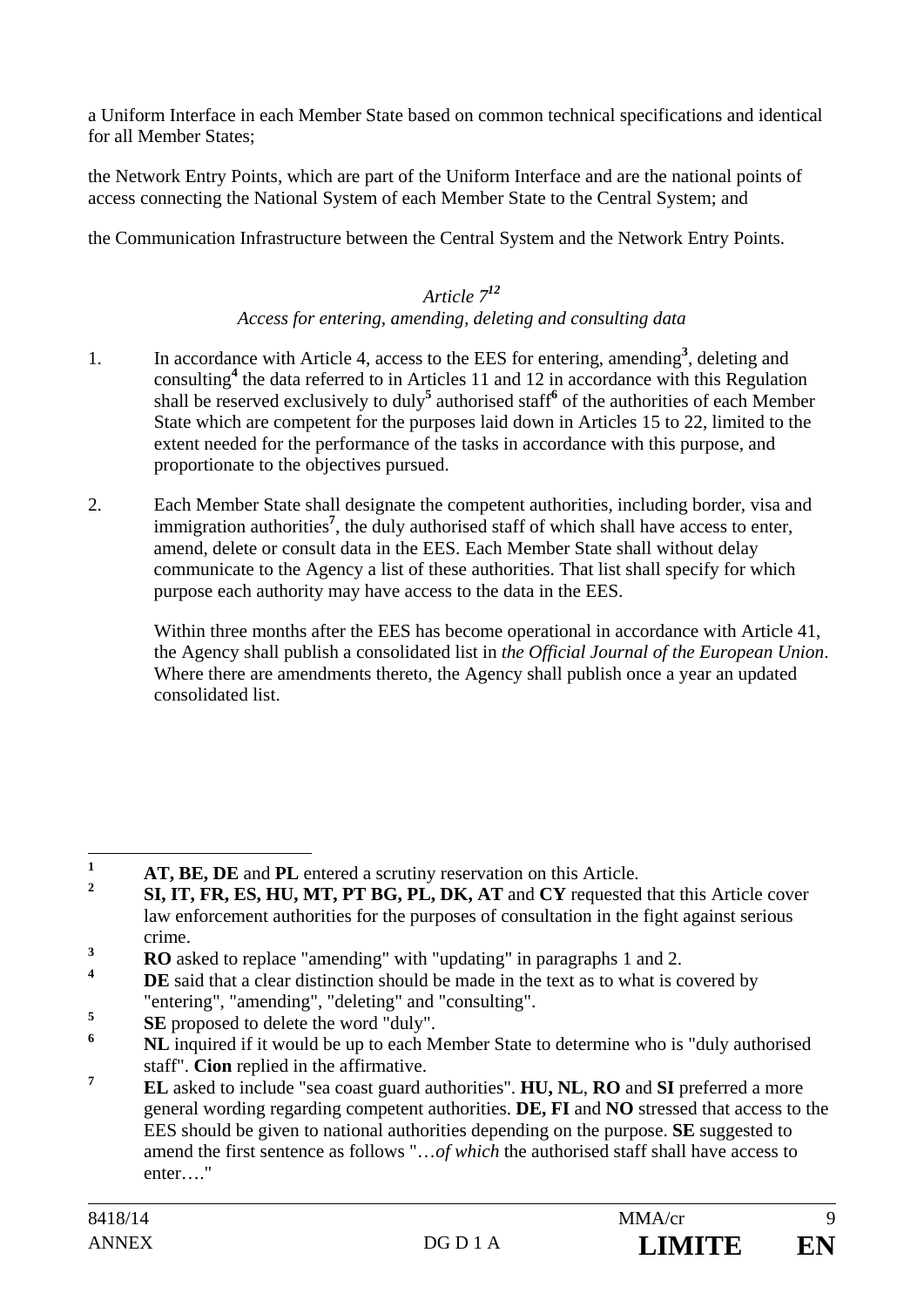a Uniform Interface in each Member State based on common technical specifications and identical for all Member States;

the Network Entry Points, which are part of the Uniform Interface and are the national points of access connecting the National System of each Member State to the Central System; and

the Communication Infrastructure between the Central System and the Network Entry Points.

*Article 7*[1][2]

*Access for entering, amending, deleting and consulting data*

1. In accordance with Article 4, access to the EES for entering, amending[3], deleting and consulting[4] the data referred to in Articles 11 and 12 in accordance with this Regulation shall be reserved exclusively to duly[5] authorised staff[6] of the authorities of each Member State which are competent for the purposes laid down in Articles 15 to 22, limited to the extent needed for the performance of the tasks in accordance with this purpose, and proportionate to the objectives pursued.

2. Each Member State shall designate the competent authorities, including border, visa and immigration authorities[7], the duly authorised staff of which shall have access to enter, amend, delete or consult data in the EES. Each Member State shall without delay communicate to the Agency a list of these authorities. That list shall specify for which purpose each authority may have access to the data in the EES.

   Within three months after the EES has become operational in accordance with Article 41, the Agency shall publish a consolidated list in *the Official Journal of the European Union*. Where there are amendments thereto, the Agency shall publish once a year an updated consolidated list.

---

[1] **AT, BE, DE** and **PL** entered a scrutiny reservation on this Article.

[2] **SI, IT, FR, ES, HU, MT, PT BG, PL, DK, AT** and **CY** requested that this Article cover law enforcement authorities for the purposes of consultation in the fight against serious crime.

[3] **RO** asked to replace "amending" with "updating" in paragraphs 1 and 2.

[4] **DE** said that a clear distinction should be made in the text as to what is covered by "entering", "amending", "deleting" and "consulting".

[5] **SE** proposed to delete the word "duly".

[6] **NL** inquired if it would be up to each Member State to determine who is "duly authorised staff". **Cion** replied in the affirmative.

[7] **EL** asked to include "sea coast guard authorities". **HU, NL**, **RO** and **SI** preferred a more general wording regarding competent authorities. **DE, FI** and **NO** stressed that access to the EES should be given to national authorities depending on the purpose. **SE** suggested to amend the first sentence as follows "…*of which* the authorised staff shall have access to enter…."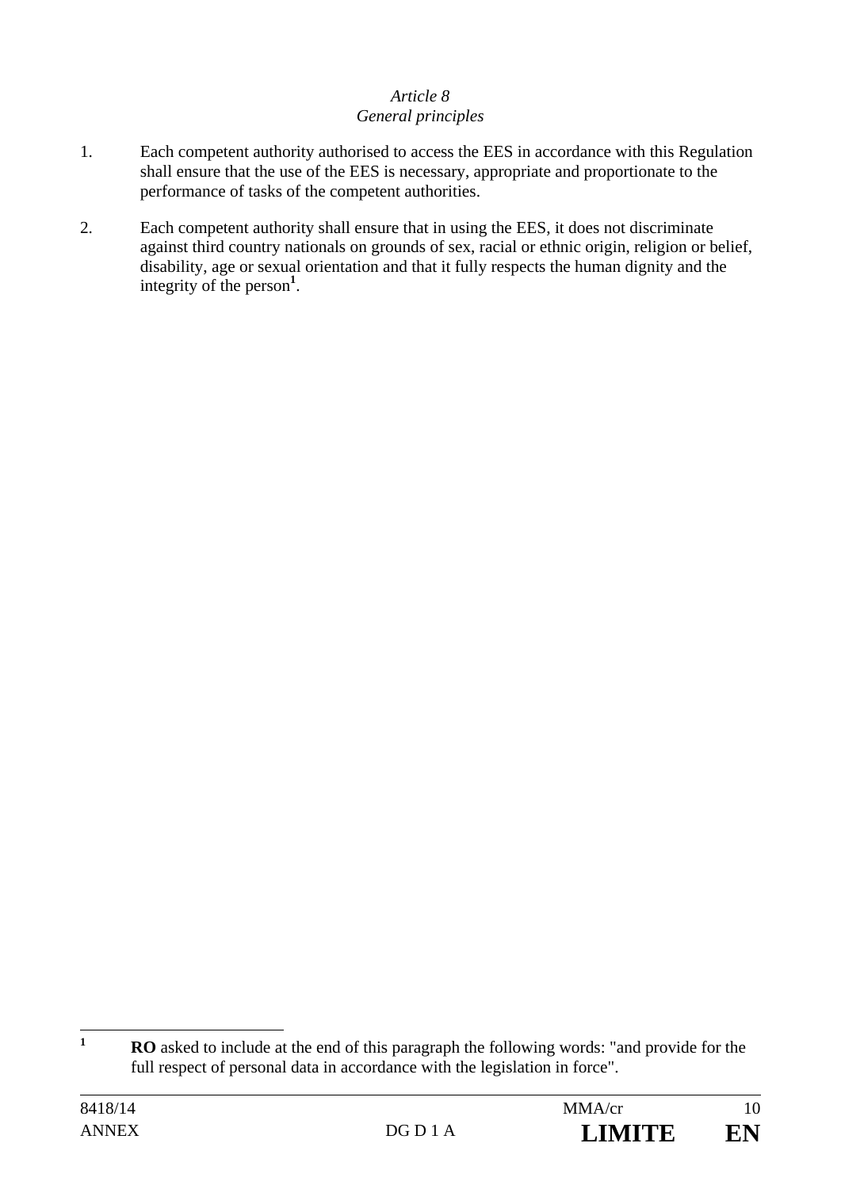*Article 8*
*General principles*

1. Each competent authority authorised to access the EES in accordance with this Regulation shall ensure that the use of the EES is necessary, appropriate and proportionate to the performance of tasks of the competent authorities.

2. Each competent authority shall ensure that in using the EES, it does not discriminate against third country nationals on grounds of sex, racial or ethnic origin, religion or belief, disability, age or sexual orientation and that it fully respects the human dignity and the integrity of the person[1].

---

[1] **RO** asked to include at the end of this paragraph the following words: "and provide for the full respect of personal data in accordance with the legislation in force".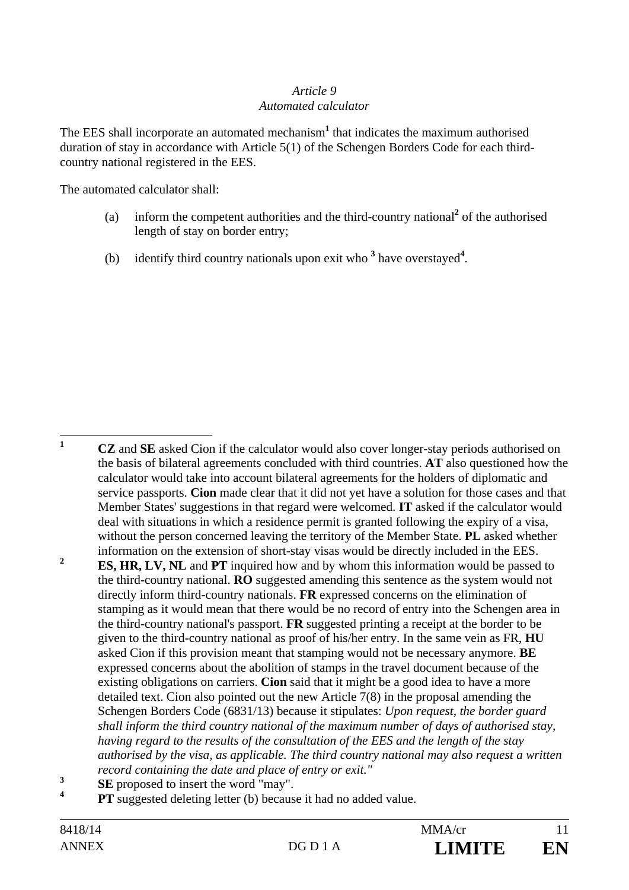*Article 9*
*Automated calculator*

The EES shall incorporate an automated mechanism[1] that indicates the maximum authorised duration of stay in accordance with Article 5(1) of the Schengen Borders Code for each third-country national registered in the EES.

The automated calculator shall:

(a) inform the competent authorities and the third-country national[2] of the authorised length of stay on border entry;

(b) identify third country nationals upon exit who [3] have overstayed[4].

---

[1] **CZ** and **SE** asked Cion if the calculator would also cover longer-stay periods authorised on the basis of bilateral agreements concluded with third countries. **AT** also questioned how the calculator would take into account bilateral agreements for the holders of diplomatic and service passports. **Cion** made clear that it did not yet have a solution for those cases and that Member States' suggestions in that regard were welcomed. **IT** asked if the calculator would deal with situations in which a residence permit is granted following the expiry of a visa, without the person concerned leaving the territory of the Member State. **PL** asked whether information on the extension of short-stay visas would be directly included in the EES.

[2] **ES, HR, LV, NL** and **PT** inquired how and by whom this information would be passed to the third-country national. **RO** suggested amending this sentence as the system would not directly inform third-country nationals. **FR** expressed concerns on the elimination of stamping as it would mean that there would be no record of entry into the Schengen area in the third-country national's passport. **FR** suggested printing a receipt at the border to be given to the third-country national as proof of his/her entry. In the same vein as FR, **HU** asked Cion if this provision meant that stamping would not be necessary anymore. **BE** expressed concerns about the abolition of stamps in the travel document because of the existing obligations on carriers. **Cion** said that it might be a good idea to have a more detailed text. Cion also pointed out the new Article 7(8) in the proposal amending the Schengen Borders Code (6831/13) because it stipulates: *Upon request, the border guard shall inform the third country national of the maximum number of days of authorised stay, having regard to the results of the consultation of the EES and the length of the stay authorised by the visa, as applicable. The third country national may also request a written record containing the date and place of entry or exit."*

[3] **SE** proposed to insert the word "may".

[4] **PT** suggested deleting letter (b) because it had no added value.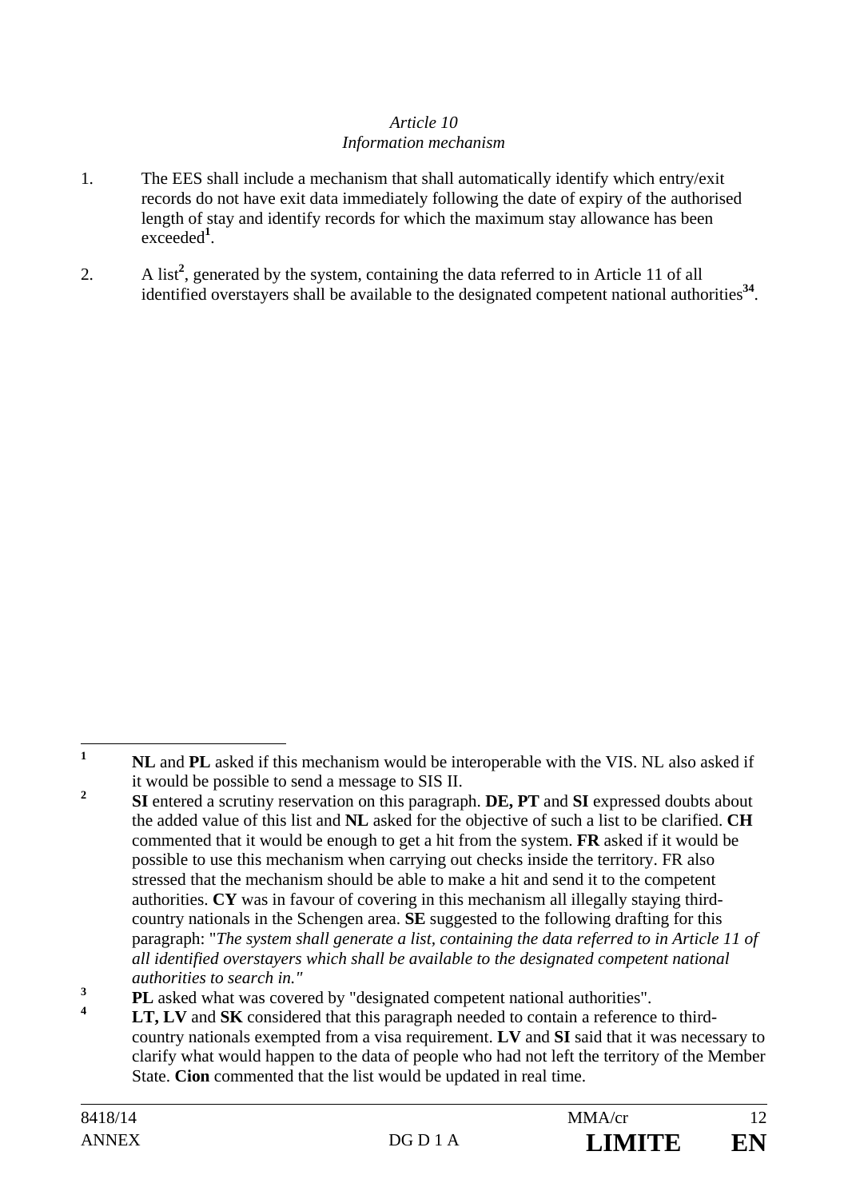*Article 10*
*Information mechanism*

1. The EES shall include a mechanism that shall automatically identify which entry/exit records do not have exit data immediately following the date of expiry of the authorised length of stay and identify records for which the maximum stay allowance has been exceeded[1].

2. A list[2], generated by the system, containing the data referred to in Article 11 of all identified overstayers shall be available to the designated competent national authorities[3][4].

---

[1] **NL** and **PL** asked if this mechanism would be interoperable with the VIS. NL also asked if it would be possible to send a message to SIS II.

[2] **SI** entered a scrutiny reservation on this paragraph. **DE, PT** and **SI** expressed doubts about the added value of this list and **NL** asked for the objective of such a list to be clarified. **CH** commented that it would be enough to get a hit from the system. **FR** asked if it would be possible to use this mechanism when carrying out checks inside the territory. FR also stressed that the mechanism should be able to make a hit and send it to the competent authorities. **CY** was in favour of covering in this mechanism all illegally staying third-country nationals in the Schengen area. **SE** suggested to the following drafting for this paragraph: "*The system shall generate a list, containing the data referred to in Article 11 of all identified overstayers which shall be available to the designated competent national authorities to search in."*

[3] **PL** asked what was covered by "designated competent national authorities".

[4] **LT, LV** and **SK** considered that this paragraph needed to contain a reference to third-country nationals exempted from a visa requirement. **LV** and **SI** said that it was necessary to clarify what would happen to the data of people who had not left the territory of the Member State. **Cion** commented that the list would be updated in real time.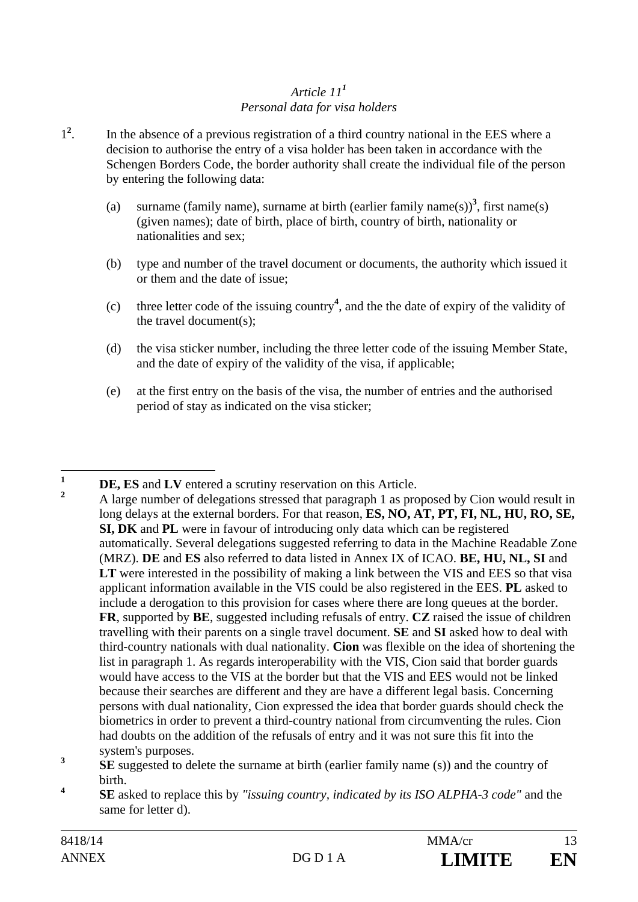*Article 11*[1]
*Personal data for visa holders*

1[2]. In the absence of a previous registration of a third country national in the EES where a decision to authorise the entry of a visa holder has been taken in accordance with the Schengen Borders Code, the border authority shall create the individual file of the person by entering the following data:

(a) surname (family name), surname at birth (earlier family name(s))[3], first name(s) (given names); date of birth, place of birth, country of birth, nationality or nationalities and sex;

(b) type and number of the travel document or documents, the authority which issued it or them and the date of issue;

(c) three letter code of the issuing country[4], and the the date of expiry of the validity of the travel document(s);

(d) the visa sticker number, including the three letter code of the issuing Member State, and the date of expiry of the validity of the visa, if applicable;

(e) at the first entry on the basis of the visa, the number of entries and the authorised period of stay as indicated on the visa sticker;

---

[1] **DE, ES** and **LV** entered a scrutiny reservation on this Article.

[2] A large number of delegations stressed that paragraph 1 as proposed by Cion would result in long delays at the external borders. For that reason, **ES, NO, AT, PT, FI, NL, HU, RO, SE, SI, DK** and **PL** were in favour of introducing only data which can be registered automatically. Several delegations suggested referring to data in the Machine Readable Zone (MRZ). **DE** and **ES** also referred to data listed in Annex IX of ICAO. **BE, HU, NL, SI** and **LT** were interested in the possibility of making a link between the VIS and EES so that visa applicant information available in the VIS could be also registered in the EES. **PL** asked to include a derogation to this provision for cases where there are long queues at the border. **FR**, supported by **BE**, suggested including refusals of entry. **CZ** raised the issue of children travelling with their parents on a single travel document. **SE** and **SI** asked how to deal with third-country nationals with dual nationality. **Cion** was flexible on the idea of shortening the list in paragraph 1. As regards interoperability with the VIS, Cion said that border guards would have access to the VIS at the border but that the VIS and EES would not be linked because their searches are different and they are have a different legal basis. Concerning persons with dual nationality, Cion expressed the idea that border guards should check the biometrics in order to prevent a third-country national from circumventing the rules. Cion had doubts on the addition of the refusals of entry and it was not sure this fit into the system's purposes.

[3] **SE** suggested to delete the surname at birth (earlier family name (s)) and the country of birth.

[4] **SE** asked to replace this by *"issuing country, indicated by its ISO ALPHA-3 code"* and the same for letter d).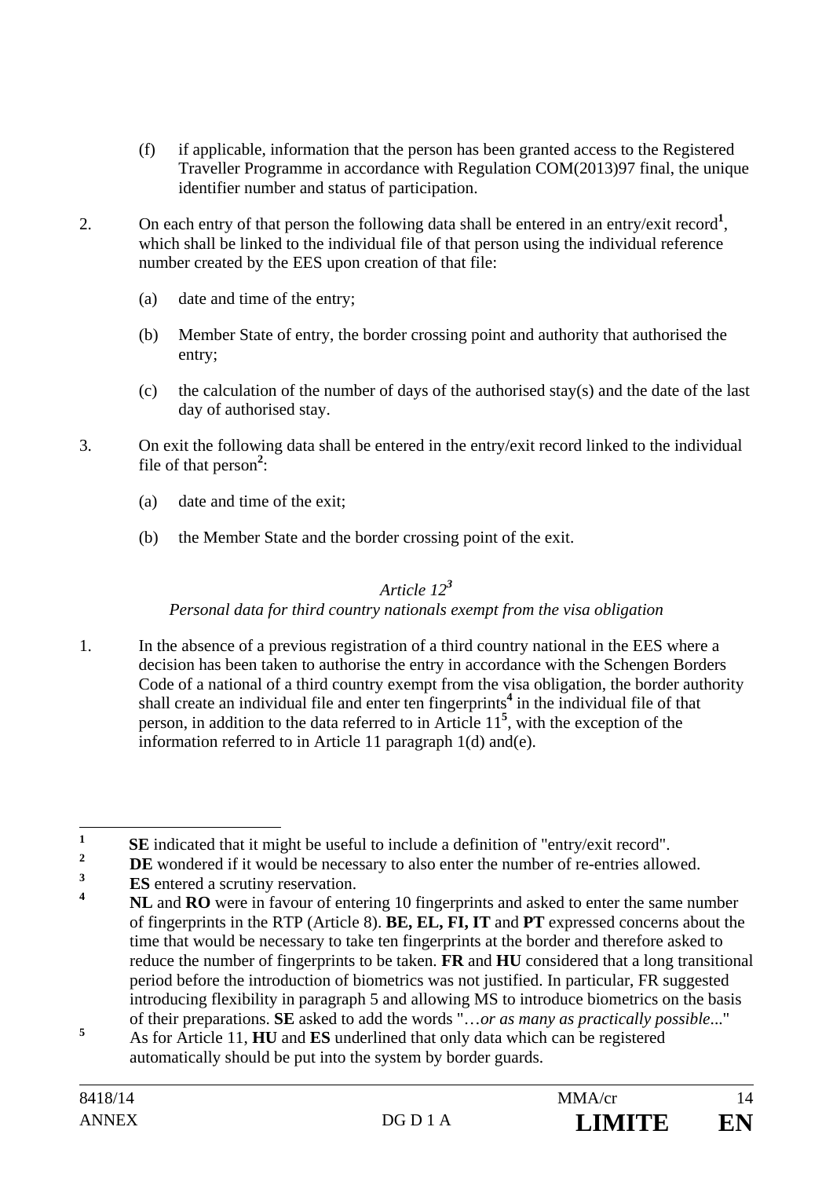(f) if applicable, information that the person has been granted access to the Registered Traveller Programme in accordance with Regulation COM(2013)97 final, the unique identifier number and status of participation.

2. On each entry of that person the following data shall be entered in an entry/exit record[1], which shall be linked to the individual file of that person using the individual reference number created by the EES upon creation of that file:

   (a) date and time of the entry;

   (b) Member State of entry, the border crossing point and authority that authorised the entry;

   (c) the calculation of the number of days of the authorised stay(s) and the date of the last day of authorised stay.

3. On exit the following data shall be entered in the entry/exit record linked to the individual file of that person[2]:

   (a) date and time of the exit;

   (b) the Member State and the border crossing point of the exit.

*Article 12*[3]

*Personal data for third country nationals exempt from the visa obligation*

1. In the absence of a previous registration of a third country national in the EES where a decision has been taken to authorise the entry in accordance with the Schengen Borders Code of a national of a third country exempt from the visa obligation, the border authority shall create an individual file and enter ten fingerprints[4] in the individual file of that person, in addition to the data referred to in Article 11[5], with the exception of the information referred to in Article 11 paragraph 1(d) and(e).

---

[1] **SE** indicated that it might be useful to include a definition of "entry/exit record".

[2] **DE** wondered if it would be necessary to also enter the number of re-entries allowed.

[3] **ES** entered a scrutiny reservation.

[4] **NL** and **RO** were in favour of entering 10 fingerprints and asked to enter the same number of fingerprints in the RTP (Article 8). **BE, EL, FI, IT** and **PT** expressed concerns about the time that would be necessary to take ten fingerprints at the border and therefore asked to reduce the number of fingerprints to be taken. **FR** and **HU** considered that a long transitional period before the introduction of biometrics was not justified. In particular, FR suggested introducing flexibility in paragraph 5 and allowing MS to introduce biometrics on the basis of their preparations. **SE** asked to add the words "…*or as many as practically possible*..."

[5] As for Article 11, **HU** and **ES** underlined that only data which can be registered automatically should be put into the system by border guards.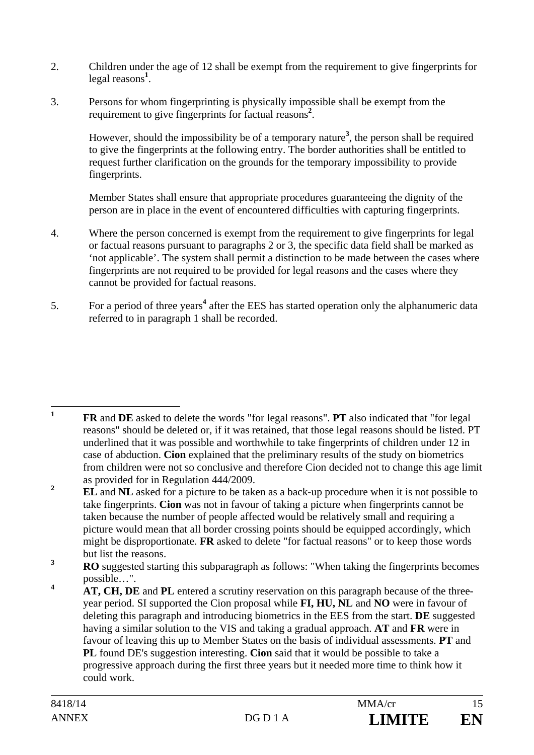2. Children under the age of 12 shall be exempt from the requirement to give fingerprints for legal reasons[1].

3. Persons for whom fingerprinting is physically impossible shall be exempt from the requirement to give fingerprints for factual reasons[2].

   However, should the impossibility be of a temporary nature[3], the person shall be required to give the fingerprints at the following entry. The border authorities shall be entitled to request further clarification on the grounds for the temporary impossibility to provide fingerprints.

   Member States shall ensure that appropriate procedures guaranteeing the dignity of the person are in place in the event of encountered difficulties with capturing fingerprints.

4. Where the person concerned is exempt from the requirement to give fingerprints for legal or factual reasons pursuant to paragraphs 2 or 3, the specific data field shall be marked as 'not applicable'. The system shall permit a distinction to be made between the cases where fingerprints are not required to be provided for legal reasons and the cases where they cannot be provided for factual reasons.

5. For a period of three years[4] after the EES has started operation only the alphanumeric data referred to in paragraph 1 shall be recorded.

---

[1] **FR** and **DE** asked to delete the words "for legal reasons". **PT** also indicated that "for legal reasons" should be deleted or, if it was retained, that those legal reasons should be listed. PT underlined that it was possible and worthwhile to take fingerprints of children under 12 in case of abduction. **Cion** explained that the preliminary results of the study on biometrics from children were not so conclusive and therefore Cion decided not to change this age limit as provided for in Regulation 444/2009.

[2] **EL** and **NL** asked for a picture to be taken as a back-up procedure when it is not possible to take fingerprints. **Cion** was not in favour of taking a picture when fingerprints cannot be taken because the number of people affected would be relatively small and requiring a picture would mean that all border crossing points should be equipped accordingly, which might be disproportionate. **FR** asked to delete "for factual reasons" or to keep those words but list the reasons.

[3] **RO** suggested starting this subparagraph as follows: "When taking the fingerprints becomes possible…".

[4] **AT, CH, DE** and **PL** entered a scrutiny reservation on this paragraph because of the three-year period. SI supported the Cion proposal while **FI, HU, NL** and **NO** were in favour of deleting this paragraph and introducing biometrics in the EES from the start. **DE** suggested having a similar solution to the VIS and taking a gradual approach. **AT** and **FR** were in favour of leaving this up to Member States on the basis of individual assessments. **PT** and **PL** found DE's suggestion interesting. **Cion** said that it would be possible to take a progressive approach during the first three years but it needed more time to think how it could work.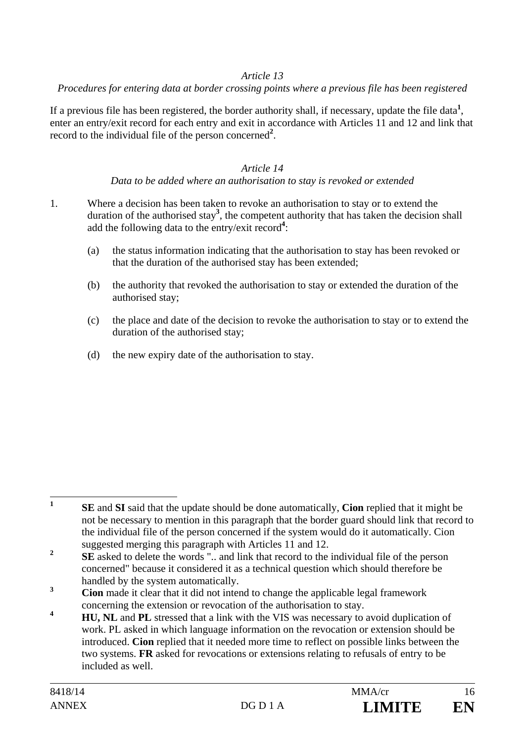*Article 13*

*Procedures for entering data at border crossing points where a previous file has been registered*

If a previous file has been registered, the border authority shall, if necessary, update the file data[1], enter an entry/exit record for each entry and exit in accordance with Articles 11 and 12 and link that record to the individual file of the person concerned[2].

*Article 14*

*Data to be added where an authorisation to stay is revoked or extended*

1. Where a decision has been taken to revoke an authorisation to stay or to extend the duration of the authorised stay[3], the competent authority that has taken the decision shall add the following data to the entry/exit record[4]:

   (a) the status information indicating that the authorisation to stay has been revoked or that the duration of the authorised stay has been extended;

   (b) the authority that revoked the authorisation to stay or extended the duration of the authorised stay;

   (c) the place and date of the decision to revoke the authorisation to stay or to extend the duration of the authorised stay;

   (d) the new expiry date of the authorisation to stay.

---

[1] **SE** and **SI** said that the update should be done automatically, **Cion** replied that it might be not be necessary to mention in this paragraph that the border guard should link that record to the individual file of the person concerned if the system would do it automatically. Cion suggested merging this paragraph with Articles 11 and 12.

[2] **SE** asked to delete the words ".. and link that record to the individual file of the person concerned" because it considered it as a technical question which should therefore be handled by the system automatically.

[3] **Cion** made it clear that it did not intend to change the applicable legal framework concerning the extension or revocation of the authorisation to stay.

[4] **HU, NL** and **PL** stressed that a link with the VIS was necessary to avoid duplication of work. PL asked in which language information on the revocation or extension should be introduced. **Cion** replied that it needed more time to reflect on possible links between the two systems. **FR** asked for revocations or extensions relating to refusals of entry to be included as well.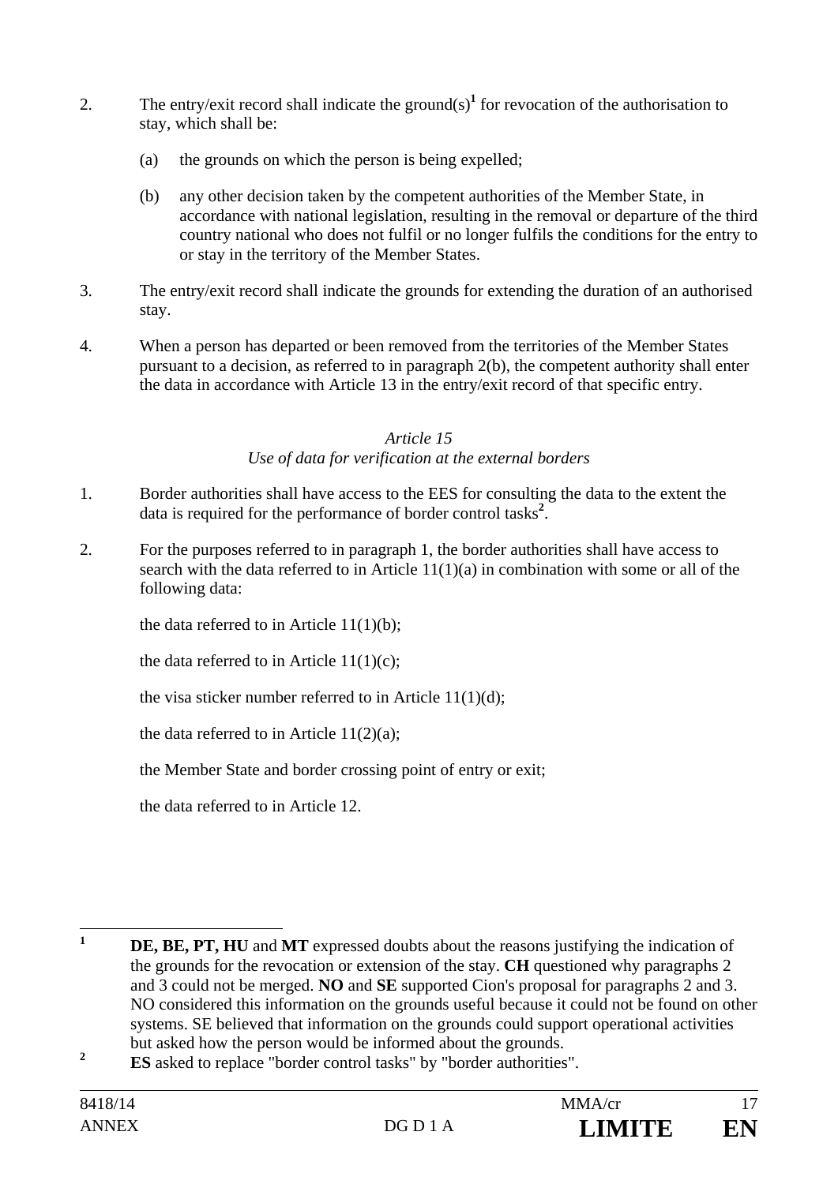2. The entry/exit record shall indicate the ground(s)[1] for revocation of the authorisation to stay, which shall be:

   (a) the grounds on which the person is being expelled;

   (b) any other decision taken by the competent authorities of the Member State, in accordance with national legislation, resulting in the removal or departure of the third country national who does not fulfil or no longer fulfils the conditions for the entry to or stay in the territory of the Member States.

3. The entry/exit record shall indicate the grounds for extending the duration of an authorised stay.

4. When a person has departed or been removed from the territories of the Member States pursuant to a decision, as referred to in paragraph 2(b), the competent authority shall enter the data in accordance with Article 13 in the entry/exit record of that specific entry.

*Article 15*
*Use of data for verification at the external borders*

1. Border authorities shall have access to the EES for consulting the data to the extent the data is required for the performance of border control tasks[2].

2. For the purposes referred to in paragraph 1, the border authorities shall have access to search with the data referred to in Article 11(1)(a) in combination with some or all of the following data:

   the data referred to in Article 11(1)(b);

   the data referred to in Article 11(1)(c);

   the visa sticker number referred to in Article 11(1)(d);

   the data referred to in Article 11(2)(a);

   the Member State and border crossing point of entry or exit;

   the data referred to in Article 12.

---

[1] **DE, BE, PT, HU** and **MT** expressed doubts about the reasons justifying the indication of the grounds for the revocation or extension of the stay. **CH** questioned why paragraphs 2 and 3 could not be merged. **NO** and **SE** supported Cion's proposal for paragraphs 2 and 3. NO considered this information on the grounds useful because it could not be found on other systems. SE believed that information on the grounds could support operational activities but asked how the person would be informed about the grounds.

[2] **ES** asked to replace "border control tasks" by "border authorities".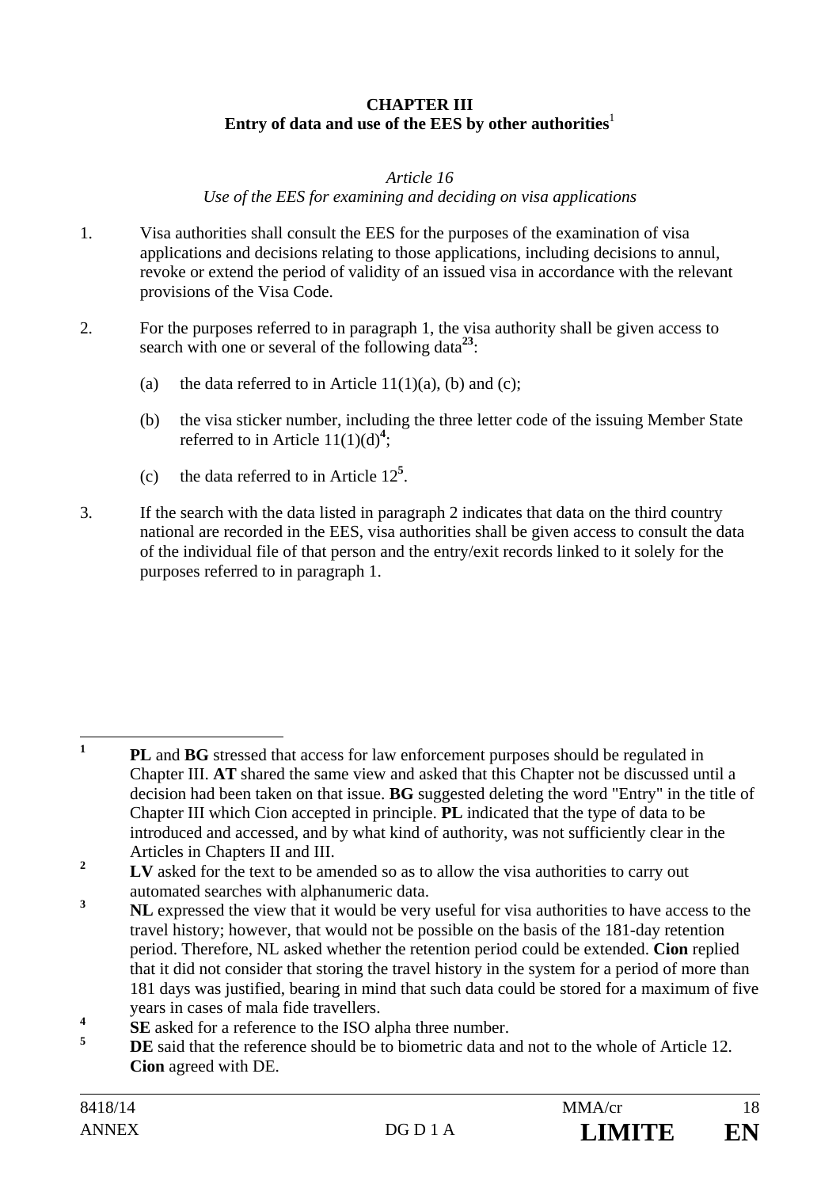**CHAPTER III**
**Entry of data and use of the EES by other authorities**[1]

*Article 16*
*Use of the EES for examining and deciding on visa applications*

1. Visa authorities shall consult the EES for the purposes of the examination of visa applications and decisions relating to those applications, including decisions to annul, revoke or extend the period of validity of an issued visa in accordance with the relevant provisions of the Visa Code.

2. For the purposes referred to in paragraph 1, the visa authority shall be given access to search with one or several of the following data[2][3]:

   (a) the data referred to in Article 11(1)(a), (b) and (c);

   (b) the visa sticker number, including the three letter code of the issuing Member State referred to in Article 11(1)(d)[4];

   (c) the data referred to in Article 12[5].

3. If the search with the data listed in paragraph 2 indicates that data on the third country national are recorded in the EES, visa authorities shall be given access to consult the data of the individual file of that person and the entry/exit records linked to it solely for the purposes referred to in paragraph 1.

---

[1] **PL** and **BG** stressed that access for law enforcement purposes should be regulated in Chapter III. **AT** shared the same view and asked that this Chapter not be discussed until a decision had been taken on that issue. **BG** suggested deleting the word "Entry" in the title of Chapter III which Cion accepted in principle. **PL** indicated that the type of data to be introduced and accessed, and by what kind of authority, was not sufficiently clear in the Articles in Chapters II and III.

[2] **LV** asked for the text to be amended so as to allow the visa authorities to carry out automated searches with alphanumeric data.

[3] **NL** expressed the view that it would be very useful for visa authorities to have access to the travel history; however, that would not be possible on the basis of the 181-day retention period. Therefore, NL asked whether the retention period could be extended. **Cion** replied that it did not consider that storing the travel history in the system for a period of more than 181 days was justified, bearing in mind that such data could be stored for a maximum of five years in cases of mala fide travellers.

[4] **SE** asked for a reference to the ISO alpha three number.

[5] **DE** said that the reference should be to biometric data and not to the whole of Article 12. **Cion** agreed with DE.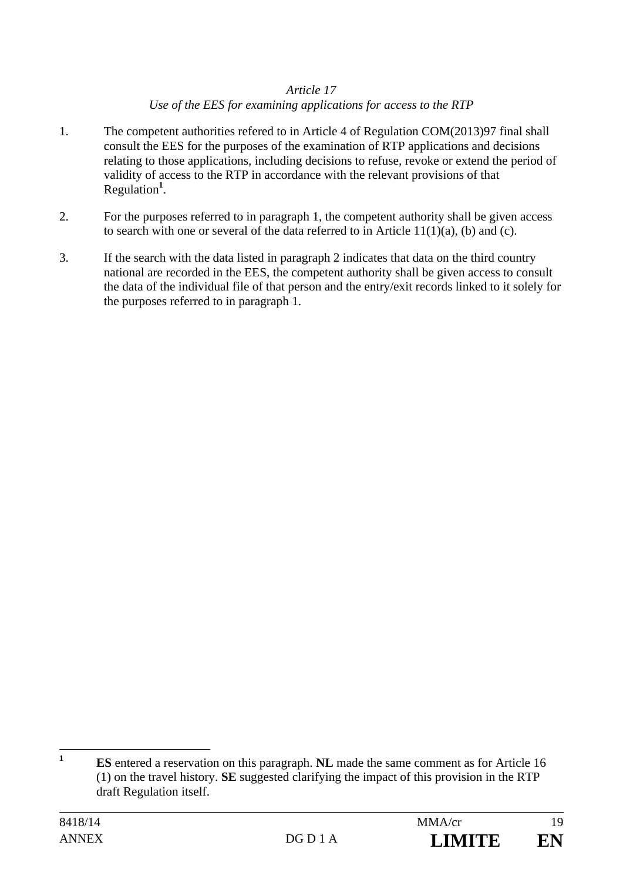*Article 17*
*Use of the EES for examining applications for access to the RTP*

1. The competent authorities refered to in Article 4 of Regulation COM(2013)97 final shall consult the EES for the purposes of the examination of RTP applications and decisions relating to those applications, including decisions to refuse, revoke or extend the period of validity of access to the RTP in accordance with the relevant provisions of that Regulation[1].

2. For the purposes referred to in paragraph 1, the competent authority shall be given access to search with one or several of the data referred to in Article 11(1)(a), (b) and (c).

3. If the search with the data listed in paragraph 2 indicates that data on the third country national are recorded in the EES, the competent authority shall be given access to consult the data of the individual file of that person and the entry/exit records linked to it solely for the purposes referred to in paragraph 1.

---

[1] **ES** entered a reservation on this paragraph. **NL** made the same comment as for Article 16 (1) on the travel history. **SE** suggested clarifying the impact of this provision in the RTP draft Regulation itself.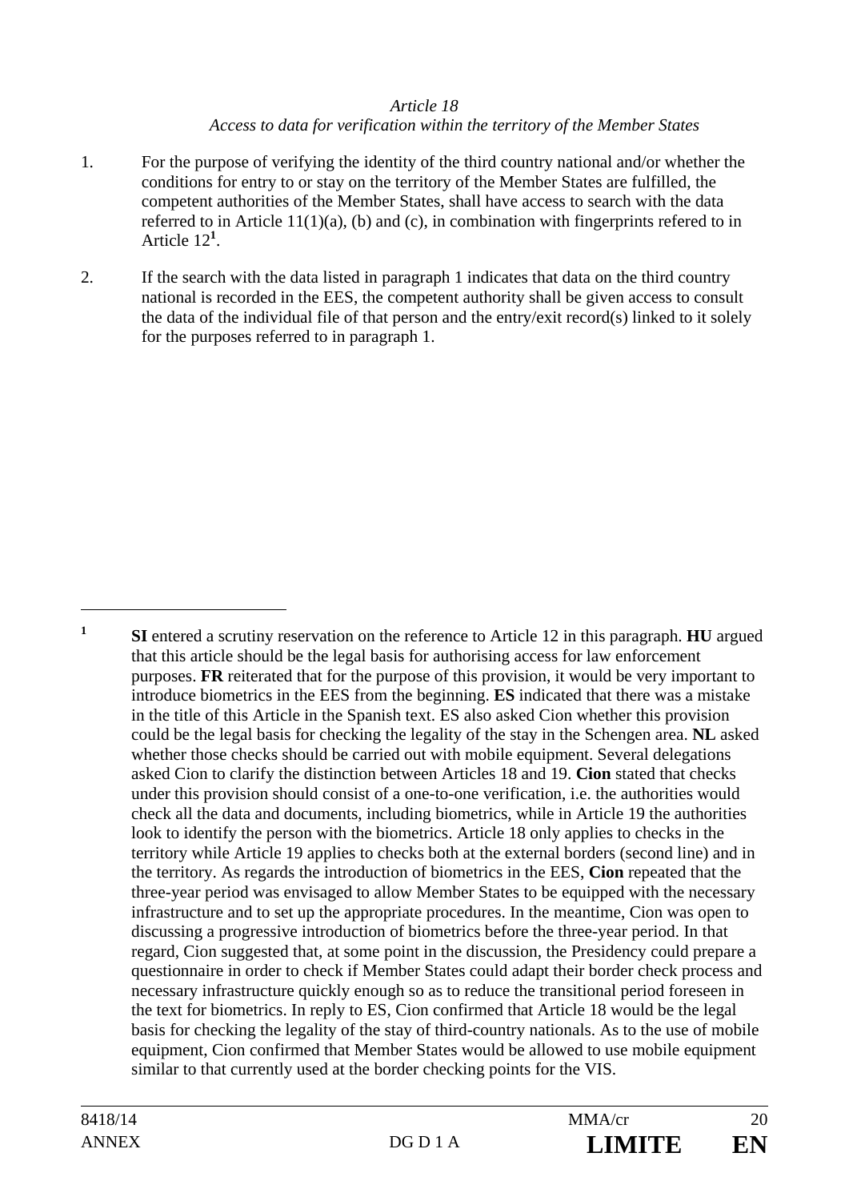*Article 18*
*Access to data for verification within the territory of the Member States*

1. For the purpose of verifying the identity of the third country national and/or whether the conditions for entry to or stay on the territory of the Member States are fulfilled, the competent authorities of the Member States, shall have access to search with the data referred to in Article 11(1)(a), (b) and (c), in combination with fingerprints refered to in Article 12[1].

2. If the search with the data listed in paragraph 1 indicates that data on the third country national is recorded in the EES, the competent authority shall be given access to consult the data of the individual file of that person and the entry/exit record(s) linked to it solely for the purposes referred to in paragraph 1.

---

[1] **SI** entered a scrutiny reservation on the reference to Article 12 in this paragraph. **HU** argued that this article should be the legal basis for authorising access for law enforcement purposes. **FR** reiterated that for the purpose of this provision, it would be very important to introduce biometrics in the EES from the beginning. **ES** indicated that there was a mistake in the title of this Article in the Spanish text. ES also asked Cion whether this provision could be the legal basis for checking the legality of the stay in the Schengen area. **NL** asked whether those checks should be carried out with mobile equipment. Several delegations asked Cion to clarify the distinction between Articles 18 and 19. **Cion** stated that checks under this provision should consist of a one-to-one verification, i.e. the authorities would check all the data and documents, including biometrics, while in Article 19 the authorities look to identify the person with the biometrics. Article 18 only applies to checks in the territory while Article 19 applies to checks both at the external borders (second line) and in the territory. As regards the introduction of biometrics in the EES, **Cion** repeated that the three-year period was envisaged to allow Member States to be equipped with the necessary infrastructure and to set up the appropriate procedures. In the meantime, Cion was open to discussing a progressive introduction of biometrics before the three-year period. In that regard, Cion suggested that, at some point in the discussion, the Presidency could prepare a questionnaire in order to check if Member States could adapt their border check process and necessary infrastructure quickly enough so as to reduce the transitional period foreseen in the text for biometrics. In reply to ES, Cion confirmed that Article 18 would be the legal basis for checking the legality of the stay of third-country nationals. As to the use of mobile equipment, Cion confirmed that Member States would be allowed to use mobile equipment similar to that currently used at the border checking points for the VIS.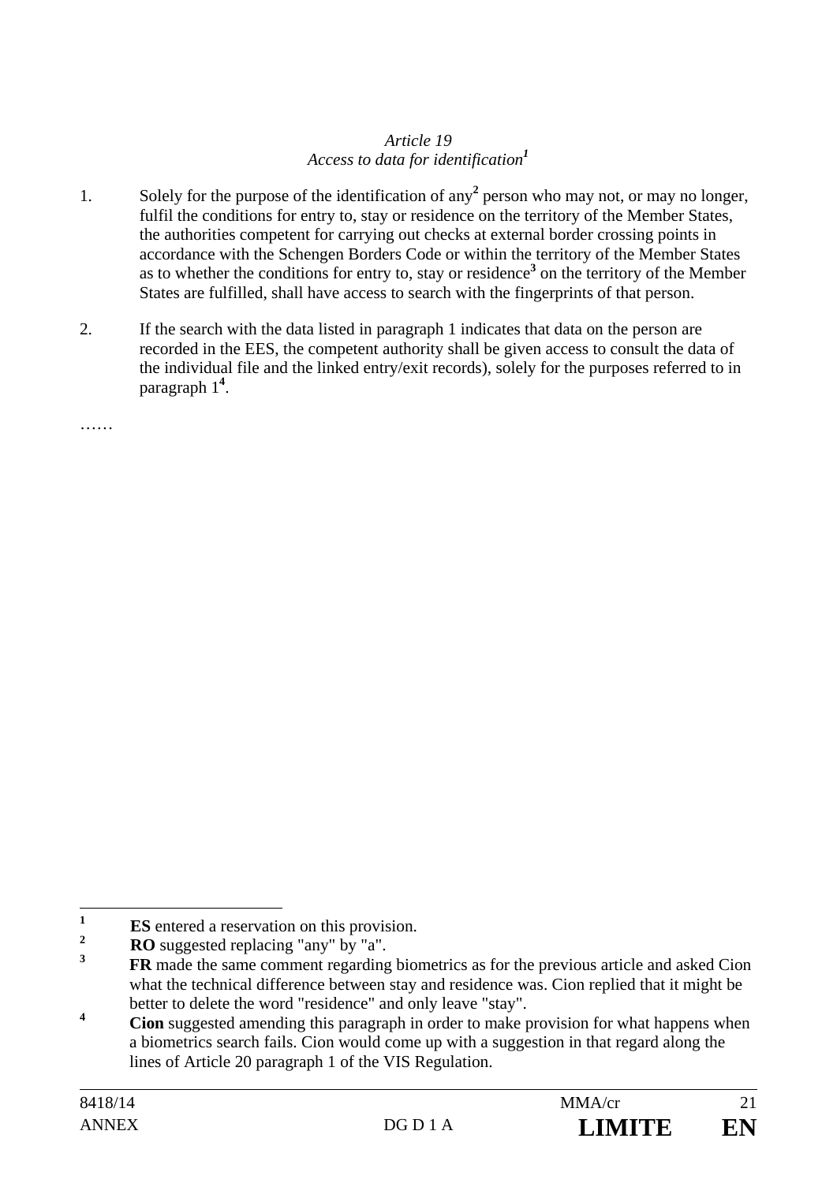*Article 19*
*Access to data for identification*[1]

1. Solely for the purpose of the identification of any[2] person who may not, or may no longer, fulfil the conditions for entry to, stay or residence on the territory of the Member States, the authorities competent for carrying out checks at external border crossing points in accordance with the Schengen Borders Code or within the territory of the Member States as to whether the conditions for entry to, stay or residence[3] on the territory of the Member States are fulfilled, shall have access to search with the fingerprints of that person.

2. If the search with the data listed in paragraph 1 indicates that data on the person are recorded in the EES, the competent authority shall be given access to consult the data of the individual file and the linked entry/exit records), solely for the purposes referred to in paragraph 1[4].

……

---

[1] **ES** entered a reservation on this provision.

[2] **RO** suggested replacing "any" by "a".

[3] **FR** made the same comment regarding biometrics as for the previous article and asked Cion what the technical difference between stay and residence was. Cion replied that it might be better to delete the word "residence" and only leave "stay".

[4] **Cion** suggested amending this paragraph in order to make provision for what happens when a biometrics search fails. Cion would come up with a suggestion in that regard along the lines of Article 20 paragraph 1 of the VIS Regulation.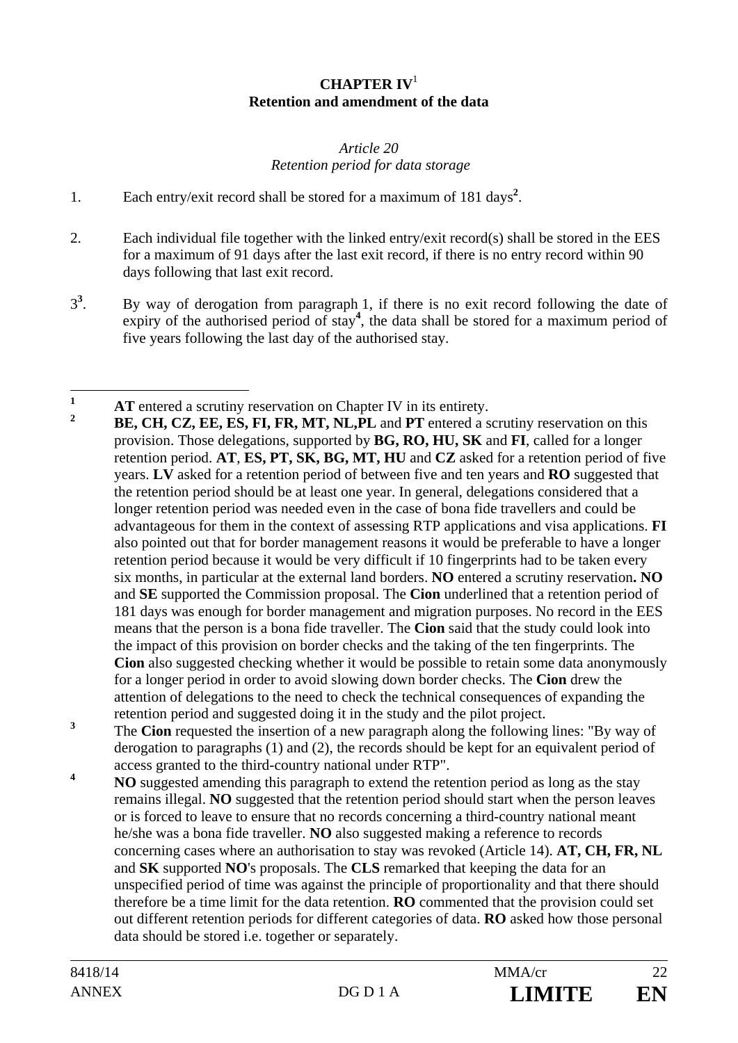**CHAPTER IV**[1]
**Retention and amendment of the data**

*Article 20*
*Retention period for data storage*

1. Each entry/exit record shall be stored for a maximum of 181 days[2].

2. Each individual file together with the linked entry/exit record(s) shall be stored in the EES for a maximum of 91 days after the last exit record, if there is no entry record within 90 days following that last exit record.

3[3]. By way of derogation from paragraph 1, if there is no exit record following the date of expiry of the authorised period of stay[4], the data shall be stored for a maximum period of five years following the last day of the authorised stay.

---

[1] **AT** entered a scrutiny reservation on Chapter IV in its entirety.

[2] **BE, CH, CZ, EE, ES, FI, FR, MT, NL,PL** and **PT** entered a scrutiny reservation on this provision. Those delegations, supported by **BG, RO, HU, SK** and **FI**, called for a longer retention period. **AT**, **ES, PT, SK, BG, MT, HU** and **CZ** asked for a retention period of five years. **LV** asked for a retention period of between five and ten years and **RO** suggested that the retention period should be at least one year. In general, delegations considered that a longer retention period was needed even in the case of bona fide travellers and could be advantageous for them in the context of assessing RTP applications and visa applications. **FI** also pointed out that for border management reasons it would be preferable to have a longer retention period because it would be very difficult if 10 fingerprints had to be taken every six months, in particular at the external land borders. **NO** entered a scrutiny reservation**. NO** and **SE** supported the Commission proposal. The **Cion** underlined that a retention period of 181 days was enough for border management and migration purposes. No record in the EES means that the person is a bona fide traveller. The **Cion** said that the study could look into the impact of this provision on border checks and the taking of the ten fingerprints. The **Cion** also suggested checking whether it would be possible to retain some data anonymously for a longer period in order to avoid slowing down border checks. The **Cion** drew the attention of delegations to the need to check the technical consequences of expanding the retention period and suggested doing it in the study and the pilot project.

[3] The **Cion** requested the insertion of a new paragraph along the following lines: "By way of derogation to paragraphs (1) and (2), the records should be kept for an equivalent period of access granted to the third-country national under RTP".

[4] **NO** suggested amending this paragraph to extend the retention period as long as the stay remains illegal. **NO** suggested that the retention period should start when the person leaves or is forced to leave to ensure that no records concerning a third-country national meant he/she was a bona fide traveller. **NO** also suggested making a reference to records concerning cases where an authorisation to stay was revoked (Article 14). **AT, CH, FR, NL** and **SK** supported **NO**'s proposals. The **CLS** remarked that keeping the data for an unspecified period of time was against the principle of proportionality and that there should therefore be a time limit for the data retention. **RO** commented that the provision could set out different retention periods for different categories of data. **RO** asked how those personal data should be stored i.e. together or separately.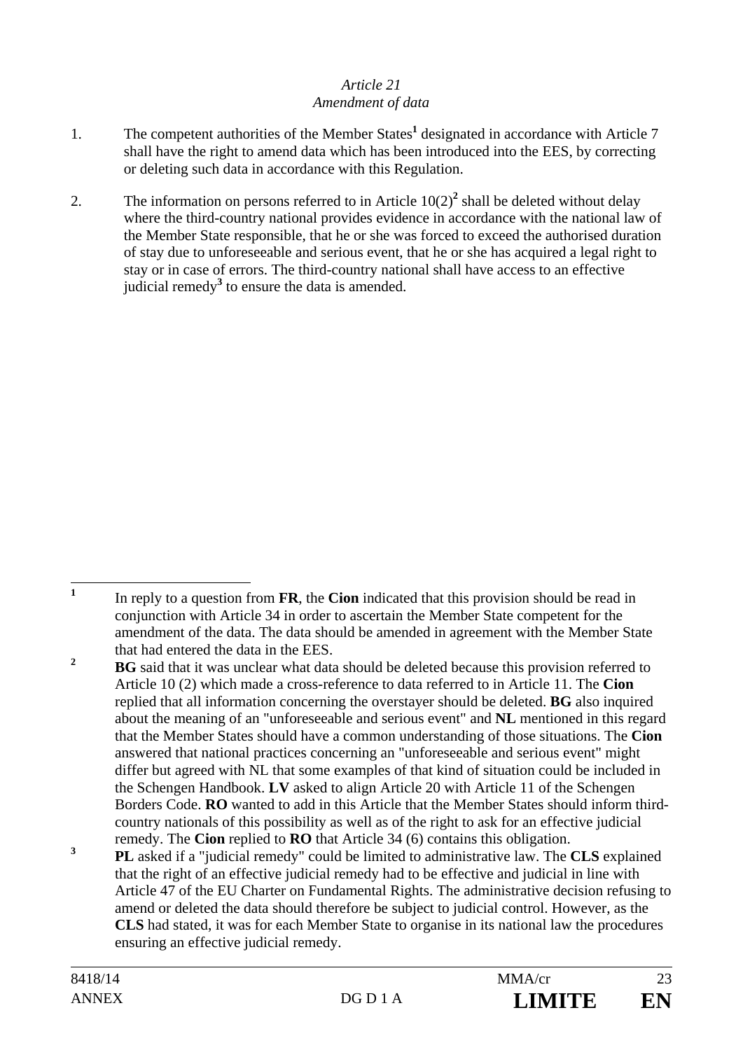*Article 21*
*Amendment of data*

1. The competent authorities of the Member States[1] designated in accordance with Article 7 shall have the right to amend data which has been introduced into the EES, by correcting or deleting such data in accordance with this Regulation.

2. The information on persons referred to in Article 10(2)[2] shall be deleted without delay where the third-country national provides evidence in accordance with the national law of the Member State responsible, that he or she was forced to exceed the authorised duration of stay due to unforeseeable and serious event, that he or she has acquired a legal right to stay or in case of errors. The third-country national shall have access to an effective judicial remedy[3] to ensure the data is amended.

---

[1] In reply to a question from **FR**, the **Cion** indicated that this provision should be read in conjunction with Article 34 in order to ascertain the Member State competent for the amendment of the data. The data should be amended in agreement with the Member State that had entered the data in the EES.

[2] **BG** said that it was unclear what data should be deleted because this provision referred to Article 10 (2) which made a cross-reference to data referred to in Article 11. The **Cion** replied that all information concerning the overstayer should be deleted. **BG** also inquired about the meaning of an "unforeseeable and serious event" and **NL** mentioned in this regard that the Member States should have a common understanding of those situations. The **Cion** answered that national practices concerning an "unforeseeable and serious event" might differ but agreed with NL that some examples of that kind of situation could be included in the Schengen Handbook. **LV** asked to align Article 20 with Article 11 of the Schengen Borders Code. **RO** wanted to add in this Article that the Member States should inform third-country nationals of this possibility as well as of the right to ask for an effective judicial remedy. The **Cion** replied to **RO** that Article 34 (6) contains this obligation.

[3] **PL** asked if a "judicial remedy" could be limited to administrative law. The **CLS** explained that the right of an effective judicial remedy had to be effective and judicial in line with Article 47 of the EU Charter on Fundamental Rights. The administrative decision refusing to amend or deleted the data should therefore be subject to judicial control. However, as the **CLS** had stated, it was for each Member State to organise in its national law the procedures ensuring an effective judicial remedy.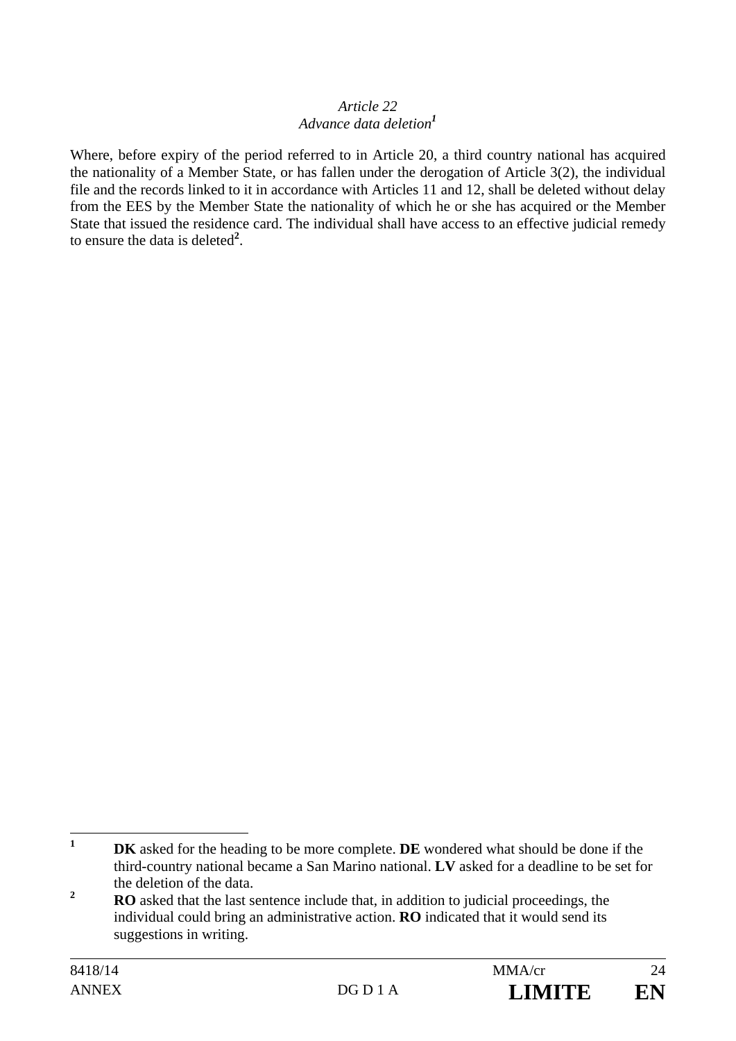*Article 22*

*Advance data deletion*[1]

Where, before expiry of the period referred to in Article 20, a third country national has acquired the nationality of a Member State, or has fallen under the derogation of Article 3(2), the individual file and the records linked to it in accordance with Articles 11 and 12, shall be deleted without delay from the EES by the Member State the nationality of which he or she has acquired or the Member State that issued the residence card. The individual shall have access to an effective judicial remedy to ensure the data is deleted[2].

---

[1] **DK** asked for the heading to be more complete. **DE** wondered what should be done if the third-country national became a San Marino national. **LV** asked for a deadline to be set for the deletion of the data.

[2] **RO** asked that the last sentence include that, in addition to judicial proceedings, the individual could bring an administrative action. **RO** indicated that it would send its suggestions in writing.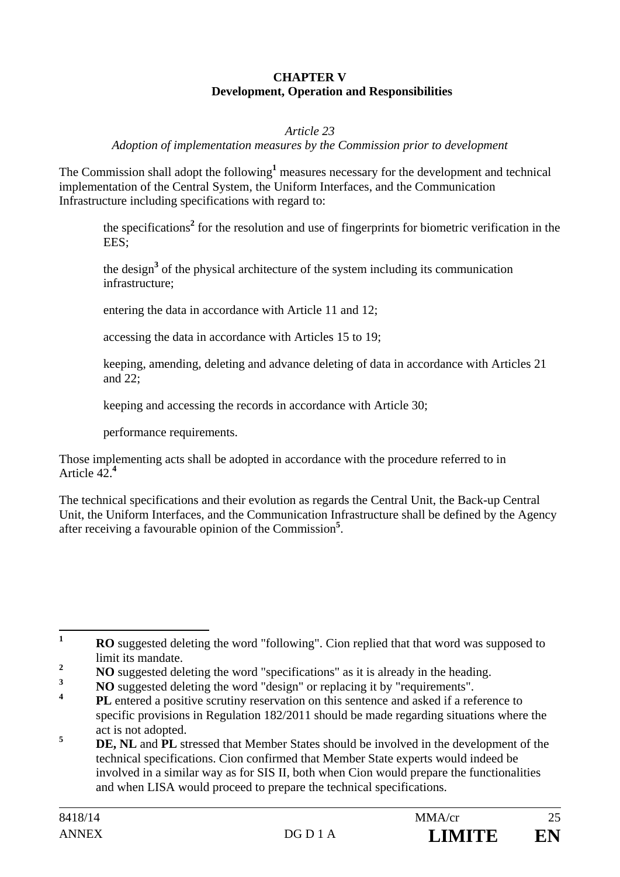## CHAPTER V
## Development, Operation and Responsibilities

*Article 23*

*Adoption of implementation measures by the Commission prior to development*

The Commission shall adopt the following[1] measures necessary for the development and technical implementation of the Central System, the Uniform Interfaces, and the Communication Infrastructure including specifications with regard to:

the specifications[2] for the resolution and use of fingerprints for biometric verification in the EES;

the design[3] of the physical architecture of the system including its communication infrastructure;

entering the data in accordance with Article 11 and 12;

accessing the data in accordance with Articles 15 to 19;

keeping, amending, deleting and advance deleting of data in accordance with Articles 21 and 22;

keeping and accessing the records in accordance with Article 30;

performance requirements.

Those implementing acts shall be adopted in accordance with the procedure referred to in Article 42.[4]

The technical specifications and their evolution as regards the Central Unit, the Back-up Central Unit, the Uniform Interfaces, and the Communication Infrastructure shall be defined by the Agency after receiving a favourable opinion of the Commission[5].

---

[1] **RO** suggested deleting the word "following". Cion replied that that word was supposed to limit its mandate.

[2] **NO** suggested deleting the word "specifications" as it is already in the heading.

[3] **NO** suggested deleting the word "design" or replacing it by "requirements".

[4] **PL** entered a positive scrutiny reservation on this sentence and asked if a reference to specific provisions in Regulation 182/2011 should be made regarding situations where the act is not adopted.

[5] **DE, NL** and **PL** stressed that Member States should be involved in the development of the technical specifications. Cion confirmed that Member State experts would indeed be involved in a similar way as for SIS II, both when Cion would prepare the functionalities and when LISA would proceed to prepare the technical specifications.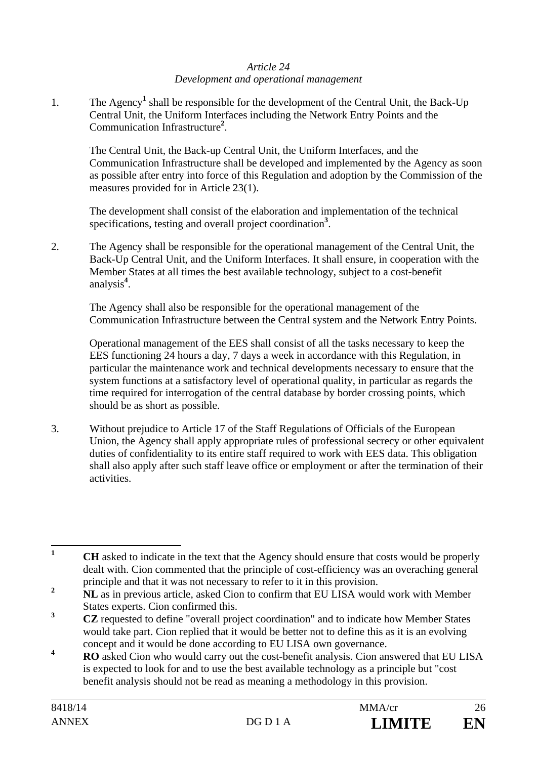*Article 24*
*Development and operational management*

1. The Agency[1] shall be responsible for the development of the Central Unit, the Back-Up Central Unit, the Uniform Interfaces including the Network Entry Points and the Communication Infrastructure[2].

   The Central Unit, the Back-up Central Unit, the Uniform Interfaces, and the Communication Infrastructure shall be developed and implemented by the Agency as soon as possible after entry into force of this Regulation and adoption by the Commission of the measures provided for in Article 23(1).

   The development shall consist of the elaboration and implementation of the technical specifications, testing and overall project coordination[3].

2. The Agency shall be responsible for the operational management of the Central Unit, the Back-Up Central Unit, and the Uniform Interfaces. It shall ensure, in cooperation with the Member States at all times the best available technology, subject to a cost-benefit analysis[4].

   The Agency shall also be responsible for the operational management of the Communication Infrastructure between the Central system and the Network Entry Points.

   Operational management of the EES shall consist of all the tasks necessary to keep the EES functioning 24 hours a day, 7 days a week in accordance with this Regulation, in particular the maintenance work and technical developments necessary to ensure that the system functions at a satisfactory level of operational quality, in particular as regards the time required for interrogation of the central database by border crossing points, which should be as short as possible.

3. Without prejudice to Article 17 of the Staff Regulations of Officials of the European Union, the Agency shall apply appropriate rules of professional secrecy or other equivalent duties of confidentiality to its entire staff required to work with EES data. This obligation shall also apply after such staff leave office or employment or after the termination of their activities.

---

[1] **CH** asked to indicate in the text that the Agency should ensure that costs would be properly dealt with. Cion commented that the principle of cost-efficiency was an overaching general principle and that it was not necessary to refer to it in this provision.

[2] **NL** as in previous article, asked Cion to confirm that EU LISA would work with Member States experts. Cion confirmed this.

[3] **CZ** requested to define "overall project coordination" and to indicate how Member States would take part. Cion replied that it would be better not to define this as it is an evolving concept and it would be done according to EU LISA own governance.

[4] **RO** asked Cion who would carry out the cost-benefit analysis. Cion answered that EU LISA is expected to look for and to use the best available technology as a principle but "cost benefit analysis should not be read as meaning a methodology in this provision.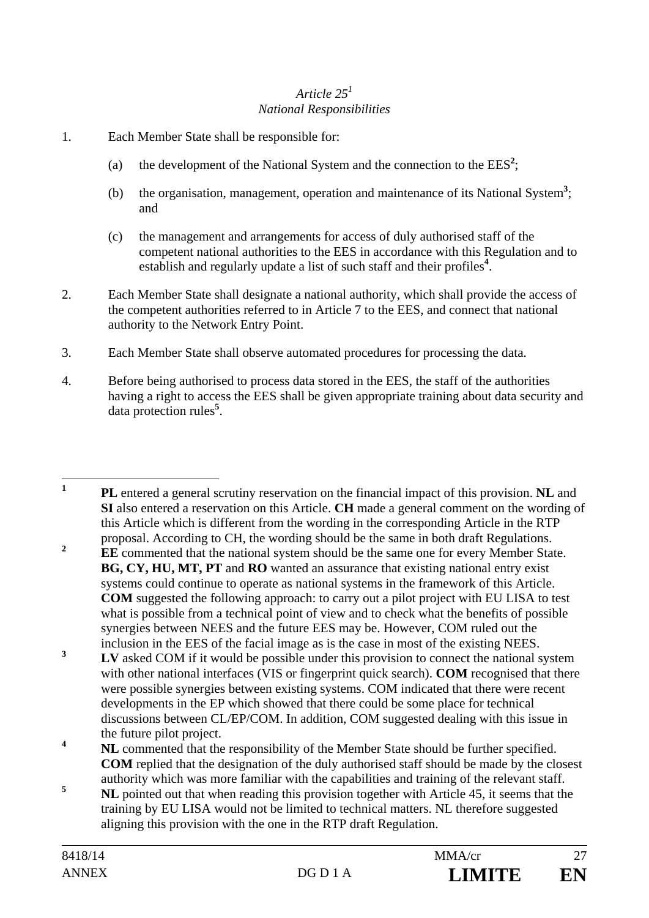*Article 25*[1]
*National Responsibilities*

1. Each Member State shall be responsible for:

   (a) the development of the National System and the connection to the EES[2];

   (b) the organisation, management, operation and maintenance of its National System[3]; and

   (c) the management and arrangements for access of duly authorised staff of the competent national authorities to the EES in accordance with this Regulation and to establish and regularly update a list of such staff and their profiles[4].

2. Each Member State shall designate a national authority, which shall provide the access of the competent authorities referred to in Article 7 to the EES, and connect that national authority to the Network Entry Point.

3. Each Member State shall observe automated procedures for processing the data.

4. Before being authorised to process data stored in the EES, the staff of the authorities having a right to access the EES shall be given appropriate training about data security and data protection rules[5].

---

[1] **PL** entered a general scrutiny reservation on the financial impact of this provision. **NL** and **SI** also entered a reservation on this Article. **CH** made a general comment on the wording of this Article which is different from the wording in the corresponding Article in the RTP proposal. According to CH, the wording should be the same in both draft Regulations.

[2] **EE** commented that the national system should be the same one for every Member State. **BG, CY, HU, MT, PT** and **RO** wanted an assurance that existing national entry exist systems could continue to operate as national systems in the framework of this Article. **COM** suggested the following approach: to carry out a pilot project with EU LISA to test what is possible from a technical point of view and to check what the benefits of possible synergies between NEES and the future EES may be. However, COM ruled out the inclusion in the EES of the facial image as is the case in most of the existing NEES.

[3] **LV** asked COM if it would be possible under this provision to connect the national system with other national interfaces (VIS or fingerprint quick search). **COM** recognised that there were possible synergies between existing systems. COM indicated that there were recent developments in the EP which showed that there could be some place for technical discussions between CL/EP/COM. In addition, COM suggested dealing with this issue in the future pilot project.

[4] **NL** commented that the responsibility of the Member State should be further specified. **COM** replied that the designation of the duly authorised staff should be made by the closest authority which was more familiar with the capabilities and training of the relevant staff.

[5] **NL** pointed out that when reading this provision together with Article 45, it seems that the training by EU LISA would not be limited to technical matters. NL therefore suggested aligning this provision with the one in the RTP draft Regulation.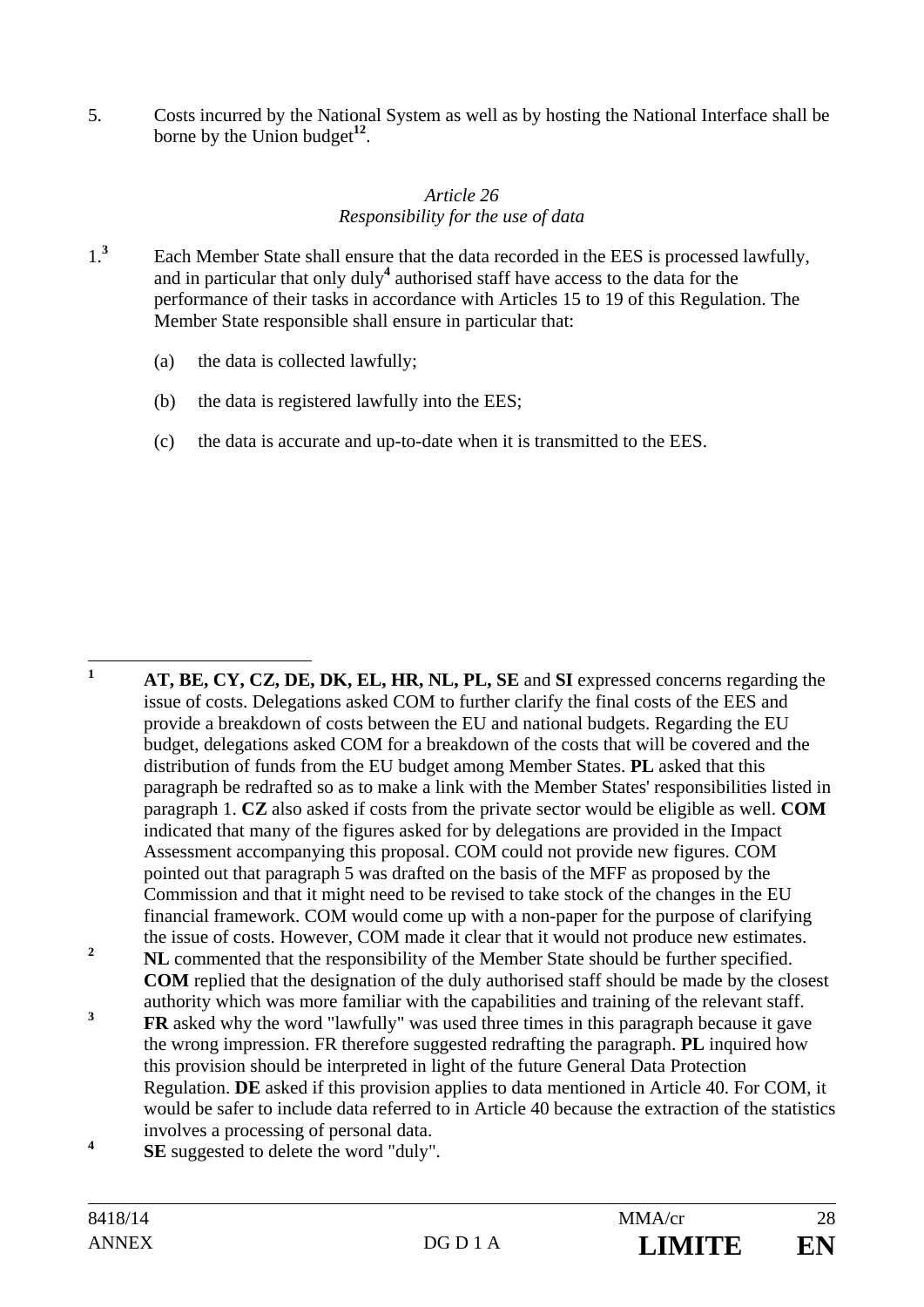5. Costs incurred by the National System as well as by hosting the National Interface shall be borne by the Union budget[1][2].

*Article 26*
*Responsibility for the use of data*

1.[3] Each Member State shall ensure that the data recorded in the EES is processed lawfully, and in particular that only duly[4] authorised staff have access to the data for the performance of their tasks in accordance with Articles 15 to 19 of this Regulation. The Member State responsible shall ensure in particular that:

(a) the data is collected lawfully;

(b) the data is registered lawfully into the EES;

(c) the data is accurate and up-to-date when it is transmitted to the EES.

---

[1] **AT, BE, CY, CZ, DE, DK, EL, HR, NL, PL, SE** and **SI** expressed concerns regarding the issue of costs. Delegations asked COM to further clarify the final costs of the EES and provide a breakdown of costs between the EU and national budgets. Regarding the EU budget, delegations asked COM for a breakdown of the costs that will be covered and the distribution of funds from the EU budget among Member States. **PL** asked that this paragraph be redrafted so as to make a link with the Member States' responsibilities listed in paragraph 1. **CZ** also asked if costs from the private sector would be eligible as well. **COM** indicated that many of the figures asked for by delegations are provided in the Impact Assessment accompanying this proposal. COM could not provide new figures. COM pointed out that paragraph 5 was drafted on the basis of the MFF as proposed by the Commission and that it might need to be revised to take stock of the changes in the EU financial framework. COM would come up with a non-paper for the purpose of clarifying the issue of costs. However, COM made it clear that it would not produce new estimates.

[2] **NL** commented that the responsibility of the Member State should be further specified. **COM** replied that the designation of the duly authorised staff should be made by the closest authority which was more familiar with the capabilities and training of the relevant staff.

[3] **FR** asked why the word "lawfully" was used three times in this paragraph because it gave the wrong impression. FR therefore suggested redrafting the paragraph. **PL** inquired how this provision should be interpreted in light of the future General Data Protection Regulation. **DE** asked if this provision applies to data mentioned in Article 40. For COM, it would be safer to include data referred to in Article 40 because the extraction of the statistics involves a processing of personal data.

[4] **SE** suggested to delete the word "duly".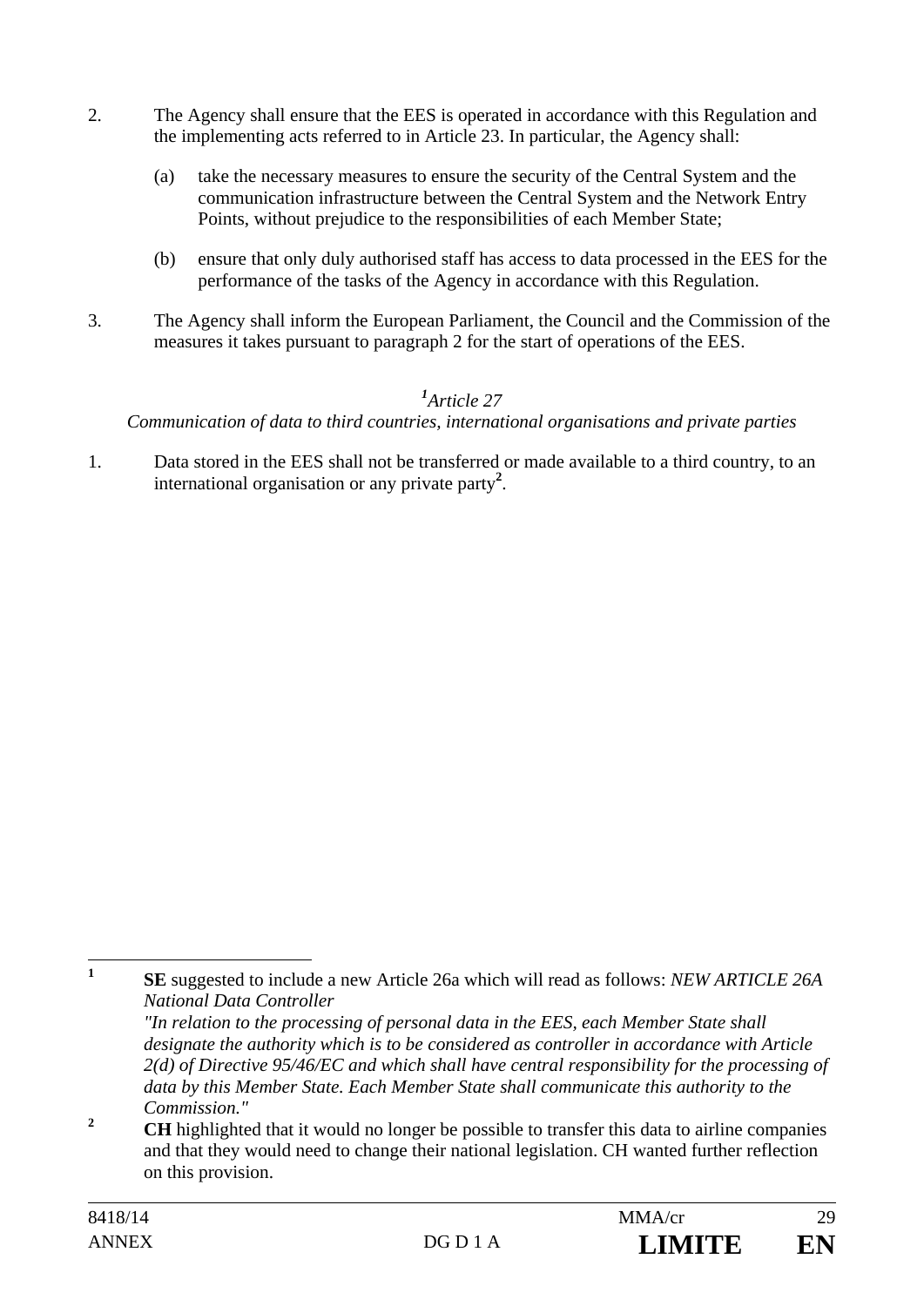2. The Agency shall ensure that the EES is operated in accordance with this Regulation and the implementing acts referred to in Article 23. In particular, the Agency shall:

   (a) take the necessary measures to ensure the security of the Central System and the communication infrastructure between the Central System and the Network Entry Points, without prejudice to the responsibilities of each Member State;

   (b) ensure that only duly authorised staff has access to data processed in the EES for the performance of the tasks of the Agency in accordance with this Regulation.

3. The Agency shall inform the European Parliament, the Council and the Commission of the measures it takes pursuant to paragraph 2 for the start of operations of the EES.

*[1]Article 27*

*Communication of data to third countries, international organisations and private parties*

1. Data stored in the EES shall not be transferred or made available to a third country, to an international organisation or any private party[2].

---

[1] **SE** suggested to include a new Article 26a which will read as follows: *NEW ARTICLE 26A National Data Controller "In relation to the processing of personal data in the EES, each Member State shall designate the authority which is to be considered as controller in accordance with Article 2(d) of Directive 95/46/EC and which shall have central responsibility for the processing of data by this Member State. Each Member State shall communicate this authority to the Commission."*

[2] **CH** highlighted that it would no longer be possible to transfer this data to airline companies and that they would need to change their national legislation. CH wanted further reflection on this provision.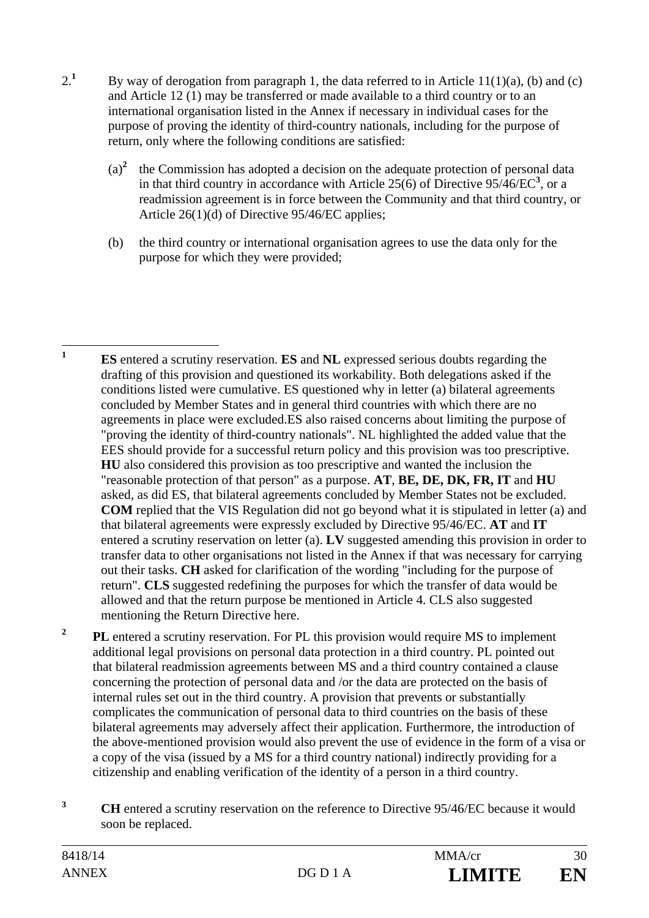2.[1] By way of derogation from paragraph 1, the data referred to in Article 11(1)(a), (b) and (c) and Article 12 (1) may be transferred or made available to a third country or to an international organisation listed in the Annex if necessary in individual cases for the purpose of proving the identity of third-country nationals, including for the purpose of return, only where the following conditions are satisfied:

(a)[2] the Commission has adopted a decision on the adequate protection of personal data in that third country in accordance with Article 25(6) of Directive 95/46/EC[3], or a readmission agreement is in force between the Community and that third country, or Article 26(1)(d) of Directive 95/46/EC applies;

(b) the third country or international organisation agrees to use the data only for the purpose for which they were provided;

---

[1] **ES** entered a scrutiny reservation. **ES** and **NL** expressed serious doubts regarding the drafting of this provision and questioned its workability. Both delegations asked if the conditions listed were cumulative. ES questioned why in letter (a) bilateral agreements concluded by Member States and in general third countries with which there are no agreements in place were excluded.ES also raised concerns about limiting the purpose of "proving the identity of third-country nationals". NL highlighted the added value that the EES should provide for a successful return policy and this provision was too prescriptive. **HU** also considered this provision as too prescriptive and wanted the inclusion the "reasonable protection of that person" as a purpose. **AT**, **BE, DE, DK, FR, IT** and **HU** asked, as did ES, that bilateral agreements concluded by Member States not be excluded. **COM** replied that the VIS Regulation did not go beyond what it is stipulated in letter (a) and that bilateral agreements were expressly excluded by Directive 95/46/EC. **AT** and **IT** entered a scrutiny reservation on letter (a). **LV** suggested amending this provision in order to transfer data to other organisations not listed in the Annex if that was necessary for carrying out their tasks. **CH** asked for clarification of the wording "including for the purpose of return". **CLS** suggested redefining the purposes for which the transfer of data would be allowed and that the return purpose be mentioned in Article 4. CLS also suggested mentioning the Return Directive here.

[2] **PL** entered a scrutiny reservation. For PL this provision would require MS to implement additional legal provisions on personal data protection in a third country. PL pointed out that bilateral readmission agreements between MS and a third country contained a clause concerning the protection of personal data and /or the data are protected on the basis of internal rules set out in the third country. A provision that prevents or substantially complicates the communication of personal data to third countries on the basis of these bilateral agreements may adversely affect their application. Furthermore, the introduction of the above-mentioned provision would also prevent the use of evidence in the form of a visa or a copy of the visa (issued by a MS for a third country national) indirectly providing for a citizenship and enabling verification of the identity of a person in a third country.

[3] **CH** entered a scrutiny reservation on the reference to Directive 95/46/EC because it would soon be replaced.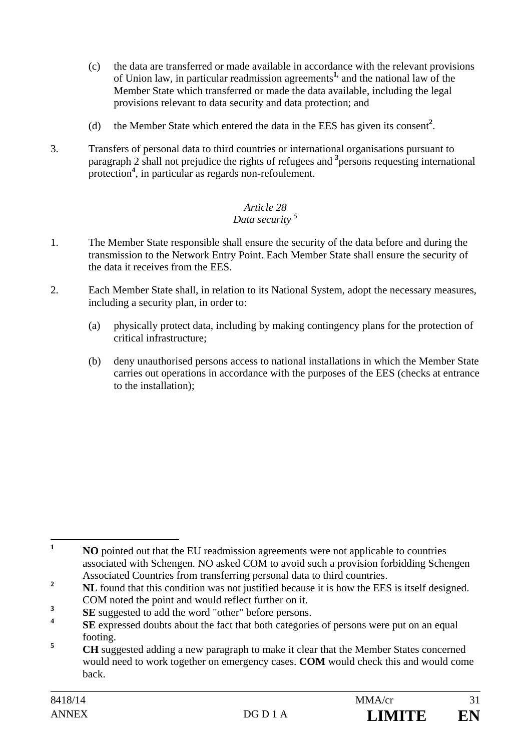(c) the data are transferred or made available in accordance with the relevant provisions of Union law, in particular readmission agreements[1], and the national law of the Member State which transferred or made the data available, including the legal provisions relevant to data security and data protection; and

(d) the Member State which entered the data in the EES has given its consent[2].

3. Transfers of personal data to third countries or international organisations pursuant to paragraph 2 shall not prejudice the rights of refugees and [3]persons requesting international protection[4], in particular as regards non-refoulement.

*Article 28*
*Data security* [5]

1. The Member State responsible shall ensure the security of the data before and during the transmission to the Network Entry Point. Each Member State shall ensure the security of the data it receives from the EES.

2. Each Member State shall, in relation to its National System, adopt the necessary measures, including a security plan, in order to:

(a) physically protect data, including by making contingency plans for the protection of critical infrastructure;

(b) deny unauthorised persons access to national installations in which the Member State carries out operations in accordance with the purposes of the EES (checks at entrance to the installation);

---

[1] **NO** pointed out that the EU readmission agreements were not applicable to countries associated with Schengen. NO asked COM to avoid such a provision forbidding Schengen Associated Countries from transferring personal data to third countries.

[2] **NL** found that this condition was not justified because it is how the EES is itself designed. COM noted the point and would reflect further on it.

[3] **SE** suggested to add the word "other" before persons.

[4] **SE** expressed doubts about the fact that both categories of persons were put on an equal footing.

[5] **CH** suggested adding a new paragraph to make it clear that the Member States concerned would need to work together on emergency cases. **COM** would check this and would come back.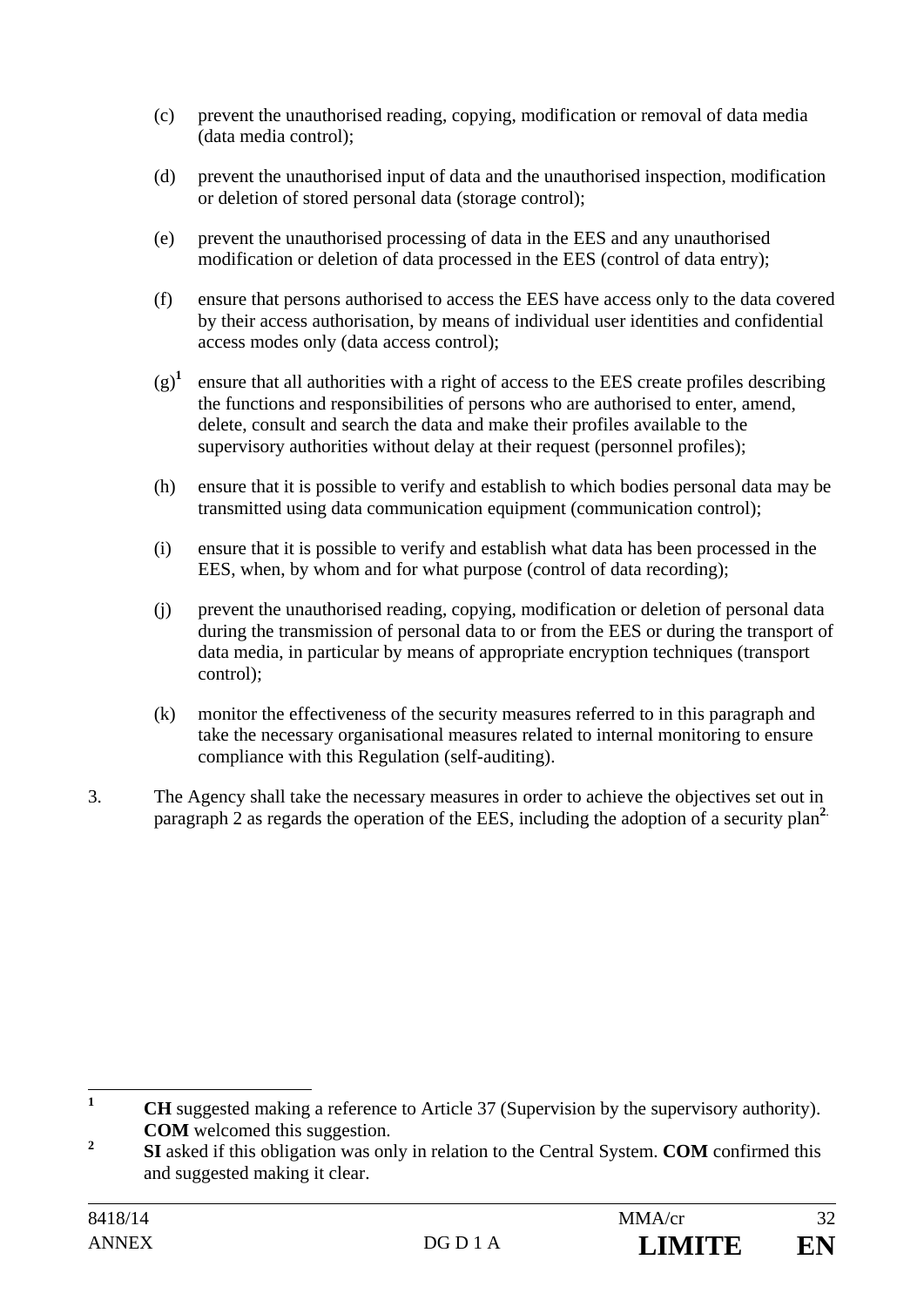(c) prevent the unauthorised reading, copying, modification or removal of data media (data media control);

(d) prevent the unauthorised input of data and the unauthorised inspection, modification or deletion of stored personal data (storage control);

(e) prevent the unauthorised processing of data in the EES and any unauthorised modification or deletion of data processed in the EES (control of data entry);

(f) ensure that persons authorised to access the EES have access only to the data covered by their access authorisation, by means of individual user identities and confidential access modes only (data access control);

(g)[1] ensure that all authorities with a right of access to the EES create profiles describing the functions and responsibilities of persons who are authorised to enter, amend, delete, consult and search the data and make their profiles available to the supervisory authorities without delay at their request (personnel profiles);

(h) ensure that it is possible to verify and establish to which bodies personal data may be transmitted using data communication equipment (communication control);

(i) ensure that it is possible to verify and establish what data has been processed in the EES, when, by whom and for what purpose (control of data recording);

(j) prevent the unauthorised reading, copying, modification or deletion of personal data during the transmission of personal data to or from the EES or during the transport of data media, in particular by means of appropriate encryption techniques (transport control);

(k) monitor the effectiveness of the security measures referred to in this paragraph and take the necessary organisational measures related to internal monitoring to ensure compliance with this Regulation (self-auditing).

3. The Agency shall take the necessary measures in order to achieve the objectives set out in paragraph 2 as regards the operation of the EES, including the adoption of a security plan[2].

---

[1] **CH** suggested making a reference to Article 37 (Supervision by the supervisory authority). **COM** welcomed this suggestion.

[2] **SI** asked if this obligation was only in relation to the Central System. **COM** confirmed this and suggested making it clear.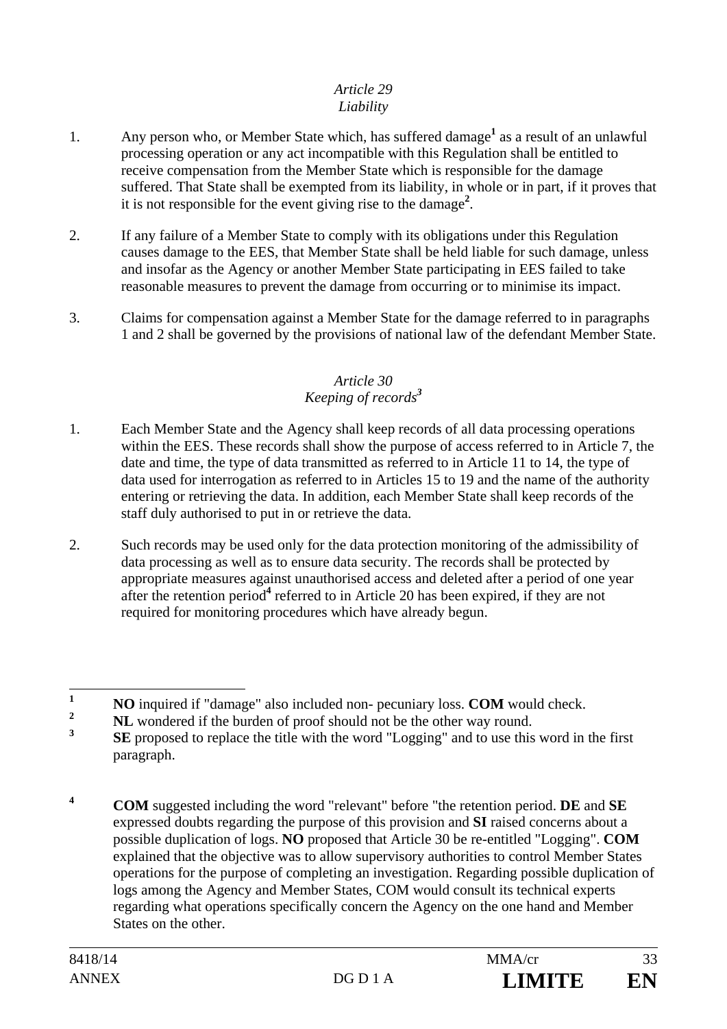*Article 29*
*Liability*

1. Any person who, or Member State which, has suffered damage[1] as a result of an unlawful processing operation or any act incompatible with this Regulation shall be entitled to receive compensation from the Member State which is responsible for the damage suffered. That State shall be exempted from its liability, in whole or in part, if it proves that it is not responsible for the event giving rise to the damage[2].

2. If any failure of a Member State to comply with its obligations under this Regulation causes damage to the EES, that Member State shall be held liable for such damage, unless and insofar as the Agency or another Member State participating in EES failed to take reasonable measures to prevent the damage from occurring or to minimise its impact.

3. Claims for compensation against a Member State for the damage referred to in paragraphs 1 and 2 shall be governed by the provisions of national law of the defendant Member State.

*Article 30*
*Keeping of records[3]*

1. Each Member State and the Agency shall keep records of all data processing operations within the EES. These records shall show the purpose of access referred to in Article 7, the date and time, the type of data transmitted as referred to in Article 11 to 14, the type of data used for interrogation as referred to in Articles 15 to 19 and the name of the authority entering or retrieving the data. In addition, each Member State shall keep records of the staff duly authorised to put in or retrieve the data.

2. Such records may be used only for the data protection monitoring of the admissibility of data processing as well as to ensure data security. The records shall be protected by appropriate measures against unauthorised access and deleted after a period of one year after the retention period[4] referred to in Article 20 has been expired, if they are not required for monitoring procedures which have already begun.

---

[1] **NO** inquired if "damage" also included non- pecuniary loss. **COM** would check.

[2] **NL** wondered if the burden of proof should not be the other way round.

[3] **SE** proposed to replace the title with the word "Logging" and to use this word in the first paragraph.

[4] **COM** suggested including the word "relevant" before "the retention period. **DE** and **SE** expressed doubts regarding the purpose of this provision and **SI** raised concerns about a possible duplication of logs. **NO** proposed that Article 30 be re-entitled "Logging". **COM** explained that the objective was to allow supervisory authorities to control Member States operations for the purpose of completing an investigation. Regarding possible duplication of logs among the Agency and Member States, COM would consult its technical experts regarding what operations specifically concern the Agency on the one hand and Member States on the other.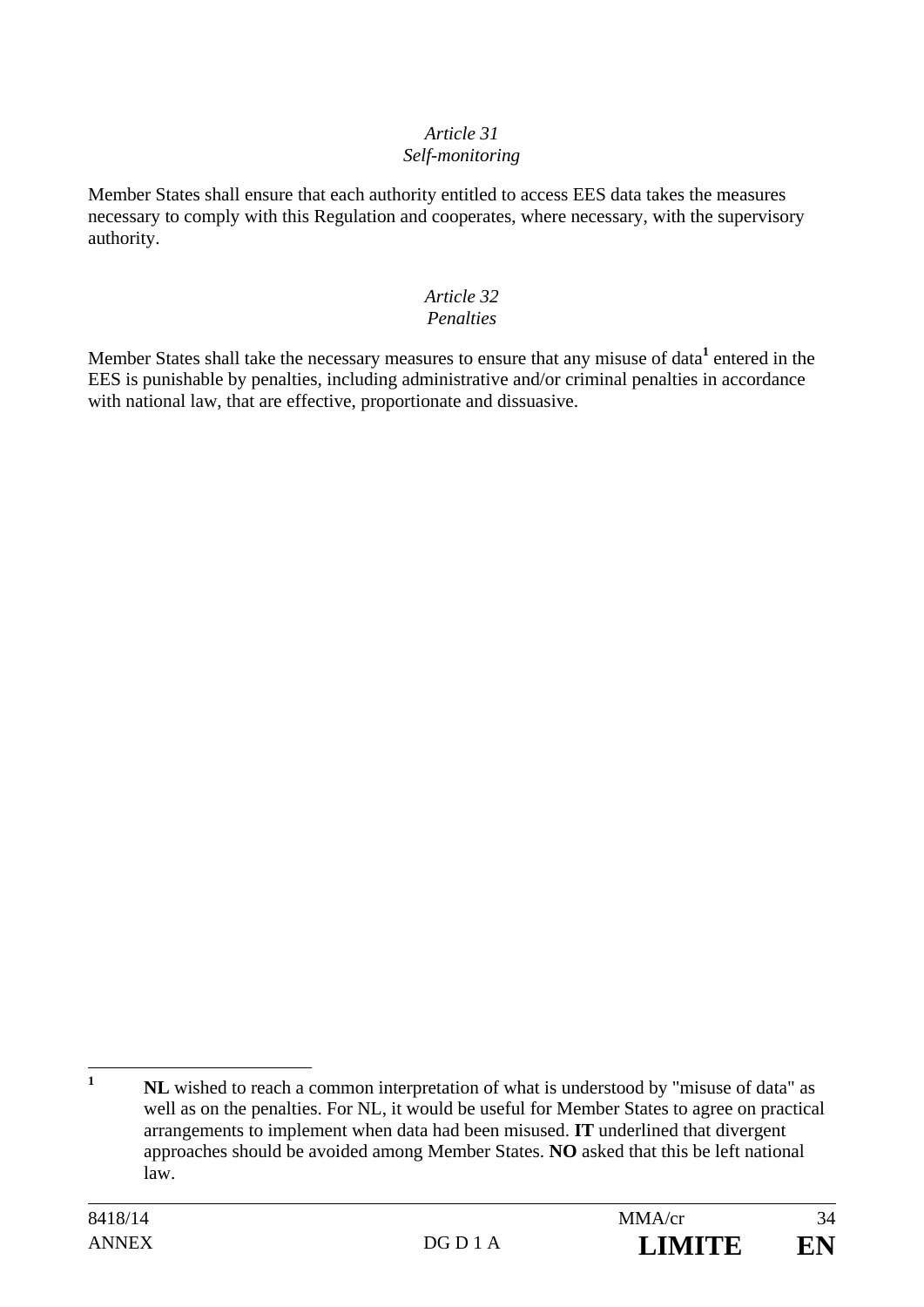*Article 31*
*Self-monitoring*

Member States shall ensure that each authority entitled to access EES data takes the measures necessary to comply with this Regulation and cooperates, where necessary, with the supervisory authority.

*Article 32*
*Penalties*

Member States shall take the necessary measures to ensure that any misuse of data[1] entered in the EES is punishable by penalties, including administrative and/or criminal penalties in accordance with national law, that are effective, proportionate and dissuasive.

---

[1] **NL** wished to reach a common interpretation of what is understood by "misuse of data" as well as on the penalties. For NL, it would be useful for Member States to agree on practical arrangements to implement when data had been misused. **IT** underlined that divergent approaches should be avoided among Member States. **NO** asked that this be left national law.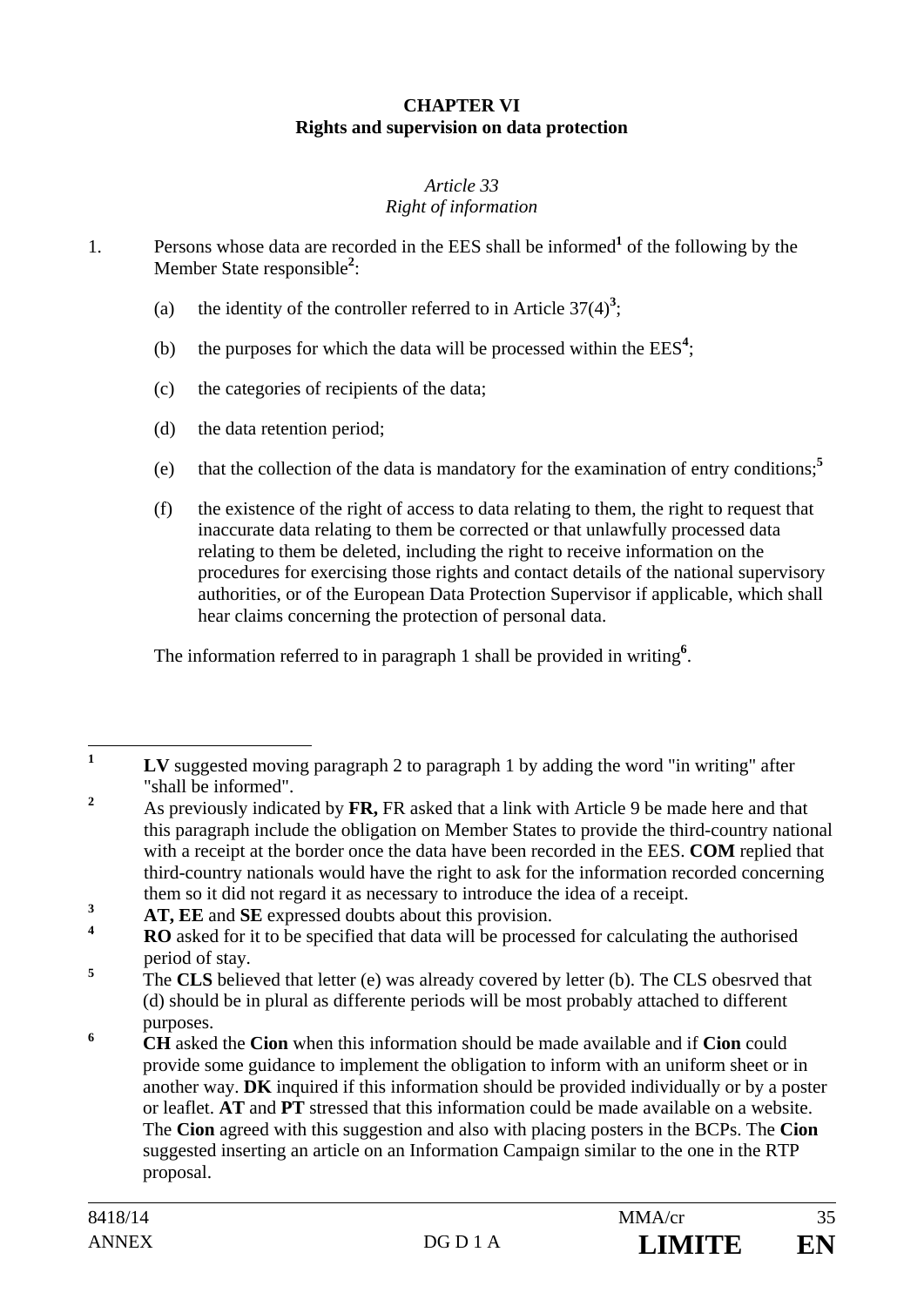**CHAPTER VI**
**Rights and supervision on data protection**

*Article 33*
*Right of information*

1. Persons whose data are recorded in the EES shall be informed[1] of the following by the Member State responsible[2]:

   (a) the identity of the controller referred to in Article 37(4)[3];

   (b) the purposes for which the data will be processed within the EES[4];

   (c) the categories of recipients of the data;

   (d) the data retention period;

   (e) that the collection of the data is mandatory for the examination of entry conditions;[5]

   (f) the existence of the right of access to data relating to them, the right to request that inaccurate data relating to them be corrected or that unlawfully processed data relating to them be deleted, including the right to receive information on the procedures for exercising those rights and contact details of the national supervisory authorities, or of the European Data Protection Supervisor if applicable, which shall hear claims concerning the protection of personal data.

   The information referred to in paragraph 1 shall be provided in writing[6].

---

[1] **LV** suggested moving paragraph 2 to paragraph 1 by adding the word "in writing" after "shall be informed".

[2] As previously indicated by **FR,** FR asked that a link with Article 9 be made here and that this paragraph include the obligation on Member States to provide the third-country national with a receipt at the border once the data have been recorded in the EES. **COM** replied that third-country nationals would have the right to ask for the information recorded concerning them so it did not regard it as necessary to introduce the idea of a receipt.

[3] **AT, EE** and **SE** expressed doubts about this provision.

[4] **RO** asked for it to be specified that data will be processed for calculating the authorised period of stay.

[5] The **CLS** believed that letter (e) was already covered by letter (b). The CLS obesrved that (d) should be in plural as differente periods will be most probably attached to different purposes.

[6] **CH** asked the **Cion** when this information should be made available and if **Cion** could provide some guidance to implement the obligation to inform with an uniform sheet or in another way. **DK** inquired if this information should be provided individually or by a poster or leaflet. **AT** and **PT** stressed that this information could be made available on a website. The **Cion** agreed with this suggestion and also with placing posters in the BCPs. The **Cion** suggested inserting an article on an Information Campaign similar to the one in the RTP proposal.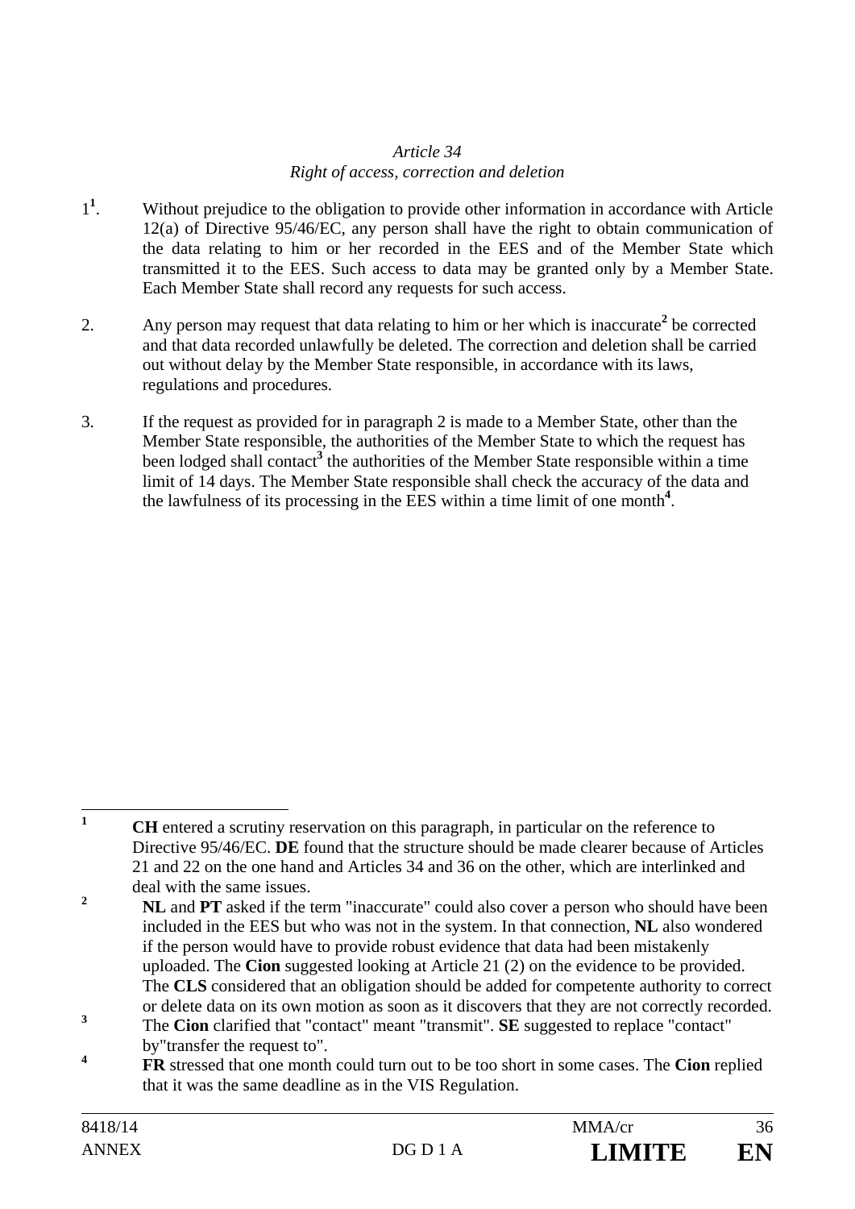*Article 34*
*Right of access, correction and deletion*

1[1]. Without prejudice to the obligation to provide other information in accordance with Article 12(a) of Directive 95/46/EC, any person shall have the right to obtain communication of the data relating to him or her recorded in the EES and of the Member State which transmitted it to the EES. Such access to data may be granted only by a Member State. Each Member State shall record any requests for such access.

2. Any person may request that data relating to him or her which is inaccurate[2] be corrected and that data recorded unlawfully be deleted. The correction and deletion shall be carried out without delay by the Member State responsible, in accordance with its laws, regulations and procedures.

3. If the request as provided for in paragraph 2 is made to a Member State, other than the Member State responsible, the authorities of the Member State to which the request has been lodged shall contact[3] the authorities of the Member State responsible within a time limit of 14 days. The Member State responsible shall check the accuracy of the data and the lawfulness of its processing in the EES within a time limit of one month[4].

---

[1] **CH** entered a scrutiny reservation on this paragraph, in particular on the reference to Directive 95/46/EC. **DE** found that the structure should be made clearer because of Articles 21 and 22 on the one hand and Articles 34 and 36 on the other, which are interlinked and deal with the same issues.

[2] **NL** and **PT** asked if the term "inaccurate" could also cover a person who should have been included in the EES but who was not in the system. In that connection, **NL** also wondered if the person would have to provide robust evidence that data had been mistakenly uploaded. The **Cion** suggested looking at Article 21 (2) on the evidence to be provided. The **CLS** considered that an obligation should be added for competente authority to correct or delete data on its own motion as soon as it discovers that they are not correctly recorded.

[3] The **Cion** clarified that "contact" meant "transmit". **SE** suggested to replace "contact" by"transfer the request to".

[4] **FR** stressed that one month could turn out to be too short in some cases. The **Cion** replied that it was the same deadline as in the VIS Regulation.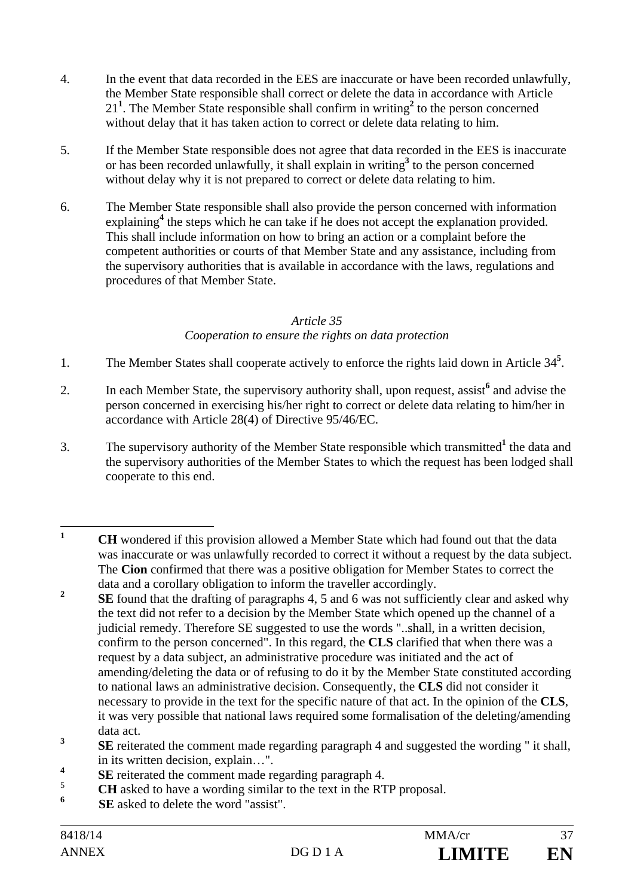4. In the event that data recorded in the EES are inaccurate or have been recorded unlawfully, the Member State responsible shall correct or delete the data in accordance with Article 21[1]. The Member State responsible shall confirm in writing[2] to the person concerned without delay that it has taken action to correct or delete data relating to him.

5. If the Member State responsible does not agree that data recorded in the EES is inaccurate or has been recorded unlawfully, it shall explain in writing[3] to the person concerned without delay why it is not prepared to correct or delete data relating to him.

6. The Member State responsible shall also provide the person concerned with information explaining[4] the steps which he can take if he does not accept the explanation provided. This shall include information on how to bring an action or a complaint before the competent authorities or courts of that Member State and any assistance, including from the supervisory authorities that is available in accordance with the laws, regulations and procedures of that Member State.

*Article 35*

*Cooperation to ensure the rights on data protection*

1. The Member States shall cooperate actively to enforce the rights laid down in Article 34[5].

2. In each Member State, the supervisory authority shall, upon request, assist[6] and advise the person concerned in exercising his/her right to correct or delete data relating to him/her in accordance with Article 28(4) of Directive 95/46/EC.

3. The supervisory authority of the Member State responsible which transmitted[1] the data and the supervisory authorities of the Member States to which the request has been lodged shall cooperate to this end.

---

[1] **CH** wondered if this provision allowed a Member State which had found out that the data was inaccurate or was unlawfully recorded to correct it without a request by the data subject. The **Cion** confirmed that there was a positive obligation for Member States to correct the data and a corollary obligation to inform the traveller accordingly.

[2] **SE** found that the drafting of paragraphs 4, 5 and 6 was not sufficiently clear and asked why the text did not refer to a decision by the Member State which opened up the channel of a judicial remedy. Therefore SE suggested to use the words "..shall, in a written decision, confirm to the person concerned". In this regard, the **CLS** clarified that when there was a request by a data subject, an administrative procedure was initiated and the act of amending/deleting the data or of refusing to do it by the Member State constituted according to national laws an administrative decision. Consequently, the **CLS** did not consider it necessary to provide in the text for the specific nature of that act. In the opinion of the **CLS**, it was very possible that national laws required some formalisation of the deleting/amending data act.

[3] **SE** reiterated the comment made regarding paragraph 4 and suggested the wording " it shall, in its written decision, explain…".

[4] **SE** reiterated the comment made regarding paragraph 4.

[5] **CH** asked to have a wording similar to the text in the RTP proposal.

[6] **SE** asked to delete the word "assist".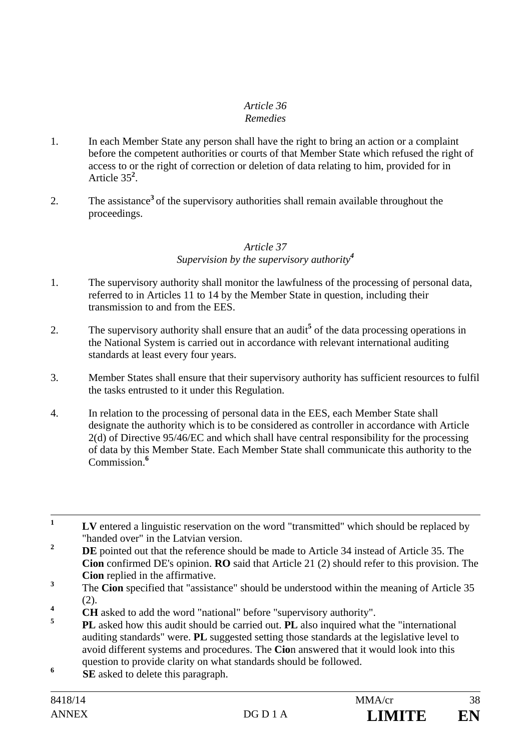*Article 36*
*Remedies*

1. In each Member State any person shall have the right to bring an action or a complaint before the competent authorities or courts of that Member State which refused the right of access to or the right of correction or deletion of data relating to him, provided for in Article 35[2].

2. The assistance[3] of the supervisory authorities shall remain available throughout the proceedings.

*Article 37*
*Supervision by the supervisory authority[4]*

1. The supervisory authority shall monitor the lawfulness of the processing of personal data, referred to in Articles 11 to 14 by the Member State in question, including their transmission to and from the EES.

2. The supervisory authority shall ensure that an audit[5] of the data processing operations in the National System is carried out in accordance with relevant international auditing standards at least every four years.

3. Member States shall ensure that their supervisory authority has sufficient resources to fulfil the tasks entrusted to it under this Regulation.

4. In relation to the processing of personal data in the EES, each Member State shall designate the authority which is to be considered as controller in accordance with Article 2(d) of Directive 95/46/EC and which shall have central responsibility for the processing of data by this Member State. Each Member State shall communicate this authority to the Commission.[6]

---

[1] **LV** entered a linguistic reservation on the word "transmitted" which should be replaced by "handed over" in the Latvian version.

[2] **DE** pointed out that the reference should be made to Article 34 instead of Article 35. The **Cion** confirmed DE's opinion. **RO** said that Article 21 (2) should refer to this provision. The **Cion** replied in the affirmative.

[3] The **Cion** specified that "assistance" should be understood within the meaning of Article 35 (2).

[4] **CH** asked to add the word "national" before "supervisory authority".

[5] **PL** asked how this audit should be carried out. **PL** also inquired what the "international auditing standards" were. **PL** suggested setting those standards at the legislative level to avoid different systems and procedures. The **Cio**n answered that it would look into this question to provide clarity on what standards should be followed.

[6] **SE** asked to delete this paragraph.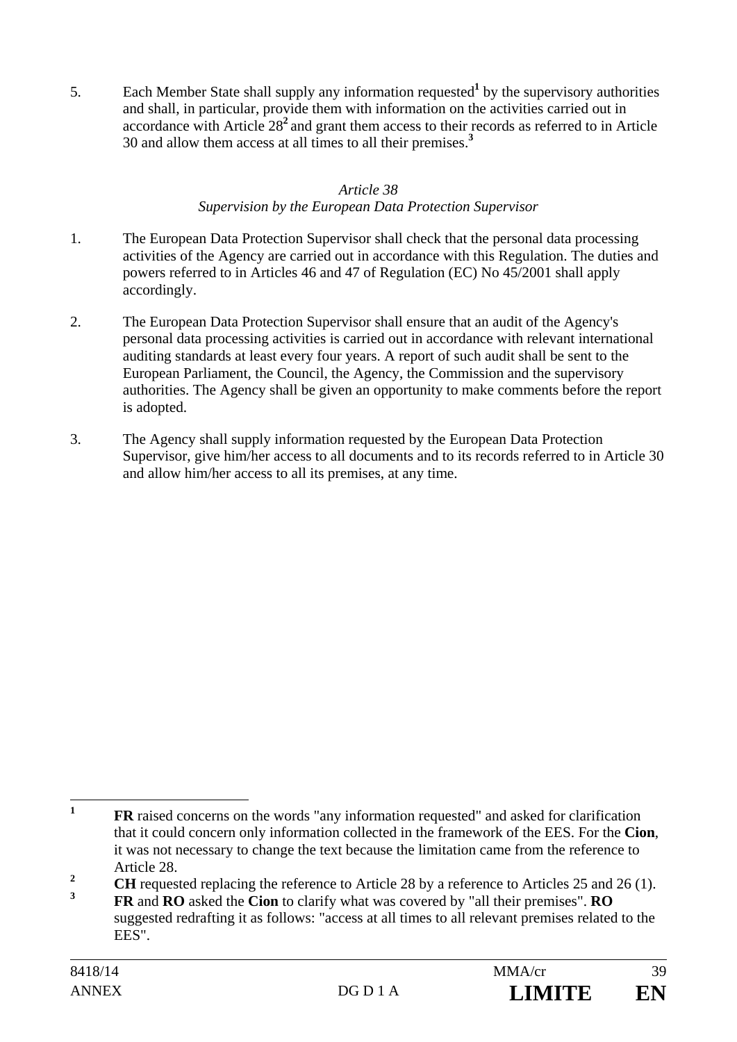5. Each Member State shall supply any information requested[1] by the supervisory authorities and shall, in particular, provide them with information on the activities carried out in accordance with Article 28[2] and grant them access to their records as referred to in Article 30 and allow them access at all times to all their premises.[3]

*Article 38*

*Supervision by the European Data Protection Supervisor*

1. The European Data Protection Supervisor shall check that the personal data processing activities of the Agency are carried out in accordance with this Regulation. The duties and powers referred to in Articles 46 and 47 of Regulation (EC) No 45/2001 shall apply accordingly.

2. The European Data Protection Supervisor shall ensure that an audit of the Agency's personal data processing activities is carried out in accordance with relevant international auditing standards at least every four years. A report of such audit shall be sent to the European Parliament, the Council, the Agency, the Commission and the supervisory authorities. The Agency shall be given an opportunity to make comments before the report is adopted.

3. The Agency shall supply information requested by the European Data Protection Supervisor, give him/her access to all documents and to its records referred to in Article 30 and allow him/her access to all its premises, at any time.

---

[1] **FR** raised concerns on the words "any information requested" and asked for clarification that it could concern only information collected in the framework of the EES. For the **Cion**, it was not necessary to change the text because the limitation came from the reference to Article 28.

[2] **CH** requested replacing the reference to Article 28 by a reference to Articles 25 and 26 (1).

[3] **FR** and **RO** asked the **Cion** to clarify what was covered by "all their premises". **RO** suggested redrafting it as follows: "access at all times to all relevant premises related to the EES".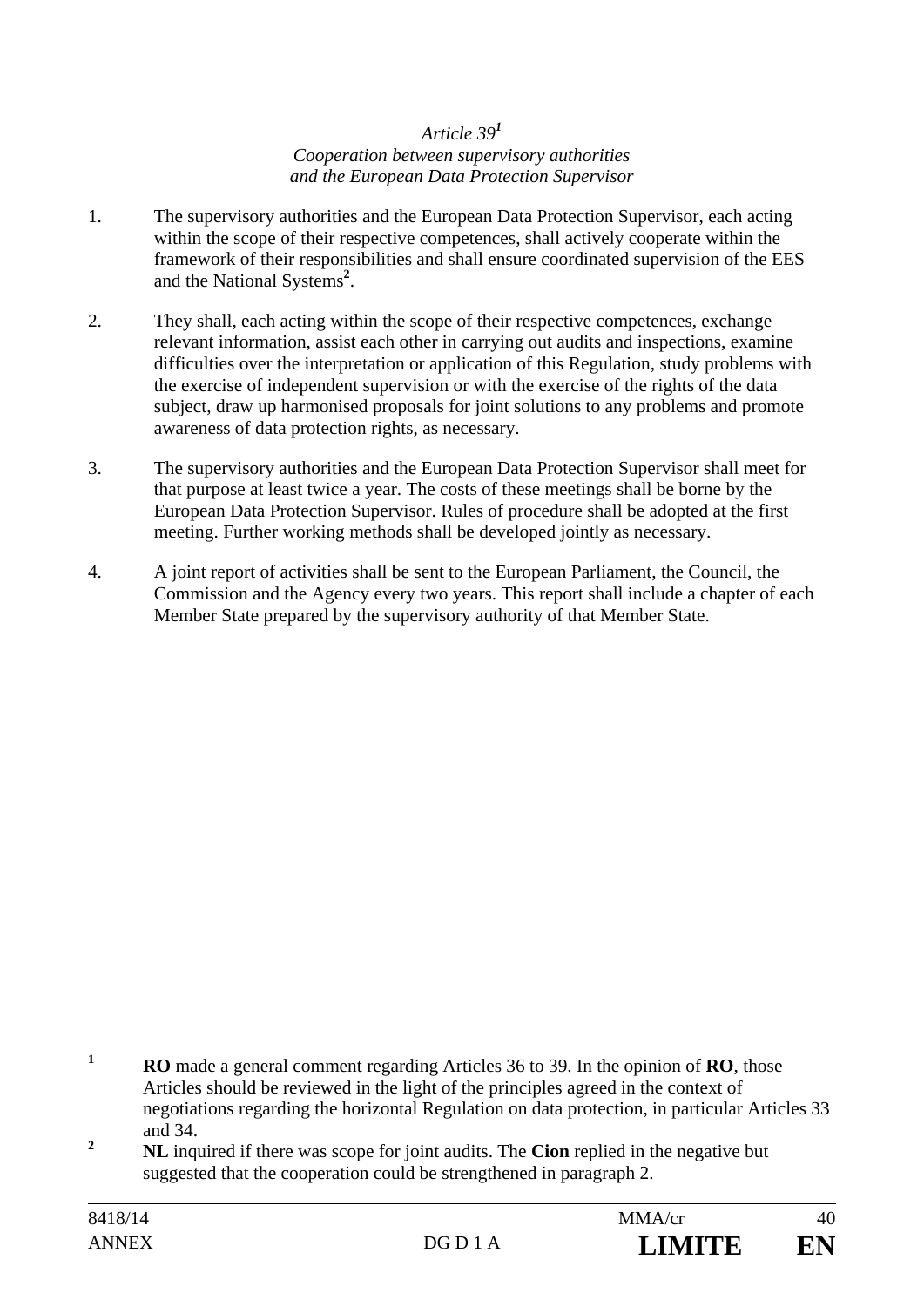*Article 39*[1]
*Cooperation between supervisory authorities and the European Data Protection Supervisor*

1. The supervisory authorities and the European Data Protection Supervisor, each acting within the scope of their respective competences, shall actively cooperate within the framework of their responsibilities and shall ensure coordinated supervision of the EES and the National Systems[2].

2. They shall, each acting within the scope of their respective competences, exchange relevant information, assist each other in carrying out audits and inspections, examine difficulties over the interpretation or application of this Regulation, study problems with the exercise of independent supervision or with the exercise of the rights of the data subject, draw up harmonised proposals for joint solutions to any problems and promote awareness of data protection rights, as necessary.

3. The supervisory authorities and the European Data Protection Supervisor shall meet for that purpose at least twice a year. The costs of these meetings shall be borne by the European Data Protection Supervisor. Rules of procedure shall be adopted at the first meeting. Further working methods shall be developed jointly as necessary.

4. A joint report of activities shall be sent to the European Parliament, the Council, the Commission and the Agency every two years. This report shall include a chapter of each Member State prepared by the supervisory authority of that Member State.

---

[1] **RO** made a general comment regarding Articles 36 to 39. In the opinion of **RO**, those Articles should be reviewed in the light of the principles agreed in the context of negotiations regarding the horizontal Regulation on data protection, in particular Articles 33 and 34.

[2] **NL** inquired if there was scope for joint audits. The **Cion** replied in the negative but suggested that the cooperation could be strengthened in paragraph 2.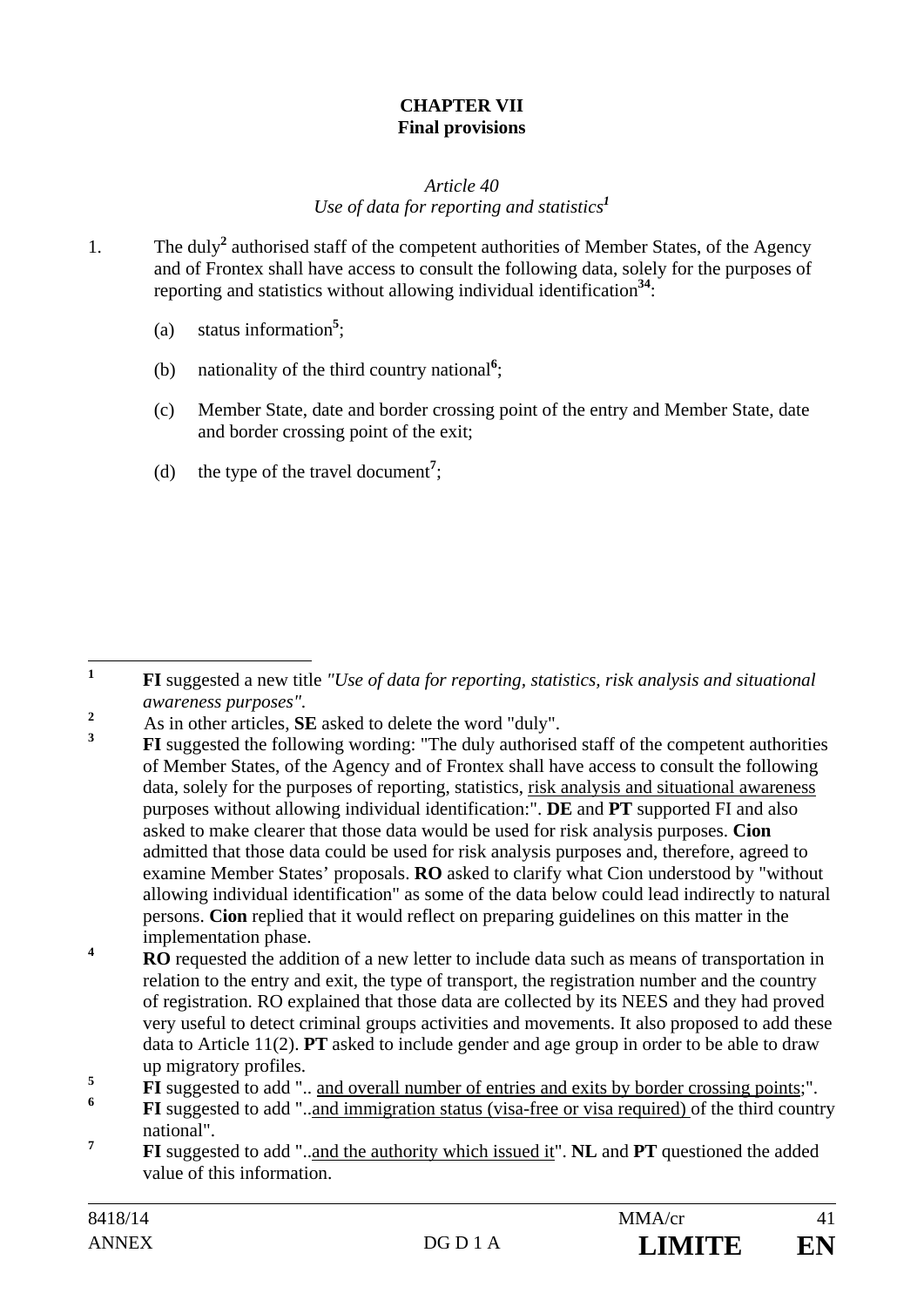## CHAPTER VII
## Final provisions

*Article 40*
*Use of data for reporting and statistics*[1]

1. The duly[2] authorised staff of the competent authorities of Member States, of the Agency and of Frontex shall have access to consult the following data, solely for the purposes of reporting and statistics without allowing individual identification[3][4]:

   (a) status information[5];

   (b) nationality of the third country national[6];

   (c) Member State, date and border crossing point of the entry and Member State, date and border crossing point of the exit;

   (d) the type of the travel document[7];

---

[1] **FI** suggested a new title *"Use of data for reporting, statistics, risk analysis and situational awareness purposes".*

[2] As in other articles, **SE** asked to delete the word "duly".

[3] **FI** suggested the following wording: "The duly authorised staff of the competent authorities of Member States, of the Agency and of Frontex shall have access to consult the following data, solely for the purposes of reporting, statistics, <u>risk analysis and situational awareness</u> purposes without allowing individual identification:". **DE** and **PT** supported FI and also asked to make clearer that those data would be used for risk analysis purposes. **Cion** admitted that those data could be used for risk analysis purposes and, therefore, agreed to examine Member States' proposals. **RO** asked to clarify what Cion understood by "without allowing individual identification" as some of the data below could lead indirectly to natural persons. **Cion** replied that it would reflect on preparing guidelines on this matter in the implementation phase.

[4] **RO** requested the addition of a new letter to include data such as means of transportation in relation to the entry and exit, the type of transport, the registration number and the country of registration. RO explained that those data are collected by its NEES and they had proved very useful to detect criminal groups activities and movements. It also proposed to add these data to Article 11(2). **PT** asked to include gender and age group in order to be able to draw up migratory profiles.

[5] **FI** suggested to add ".. <u>and overall number of entries and exits by border crossing points</u>;".

[6] **FI** suggested to add "..<u>and immigration status (visa-free or visa required)</u> of the third country national".

[7] **FI** suggested to add "..<u>and the authority which issued it</u>". **NL** and **PT** questioned the added value of this information.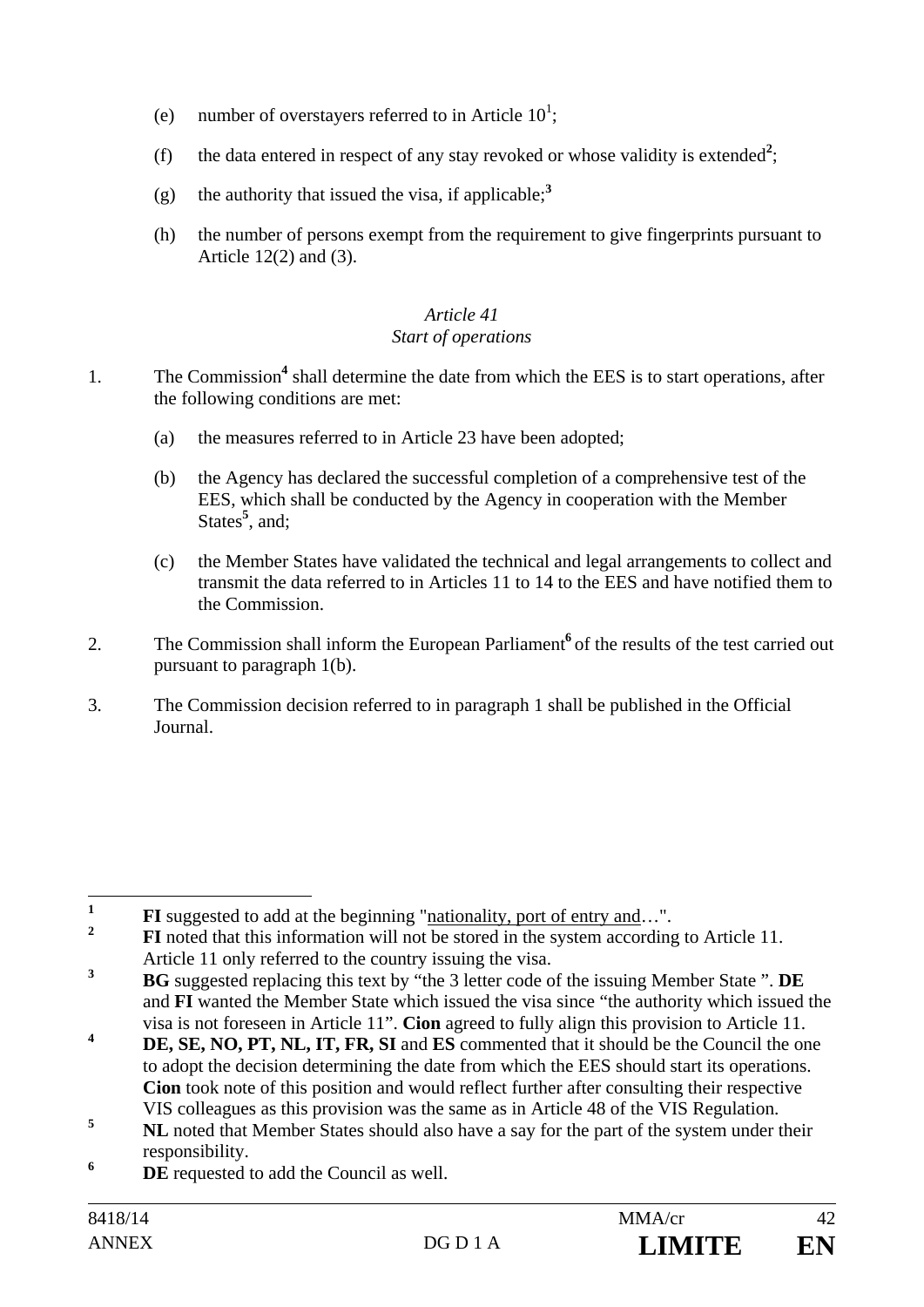(e) number of overstayers referred to in Article 10[1];

(f) the data entered in respect of any stay revoked or whose validity is extended[2];

(g) the authority that issued the visa, if applicable;[3]

(h) the number of persons exempt from the requirement to give fingerprints pursuant to Article 12(2) and (3).

*Article 41*
*Start of operations*

1. The Commission[4] shall determine the date from which the EES is to start operations, after the following conditions are met:

   (a) the measures referred to in Article 23 have been adopted;

   (b) the Agency has declared the successful completion of a comprehensive test of the EES, which shall be conducted by the Agency in cooperation with the Member States[5], and;

   (c) the Member States have validated the technical and legal arrangements to collect and transmit the data referred to in Articles 11 to 14 to the EES and have notified them to the Commission.

2. The Commission shall inform the European Parliament[6] of the results of the test carried out pursuant to paragraph 1(b).

3. The Commission decision referred to in paragraph 1 shall be published in the Official Journal.

---

[1] **FI** suggested to add at the beginning "<u>nationality, port of entry and</u>…".

[2] **FI** noted that this information will not be stored in the system according to Article 11. Article 11 only referred to the country issuing the visa.

[3] **BG** suggested replacing this text by "the 3 letter code of the issuing Member State ". **DE** and **FI** wanted the Member State which issued the visa since "the authority which issued the visa is not foreseen in Article 11". **Cion** agreed to fully align this provision to Article 11.

[4] **DE, SE, NO, PT, NL, IT, FR, SI** and **ES** commented that it should be the Council the one to adopt the decision determining the date from which the EES should start its operations. **Cion** took note of this position and would reflect further after consulting their respective VIS colleagues as this provision was the same as in Article 48 of the VIS Regulation.

[5] **NL** noted that Member States should also have a say for the part of the system under their responsibility.

[6] **DE** requested to add the Council as well.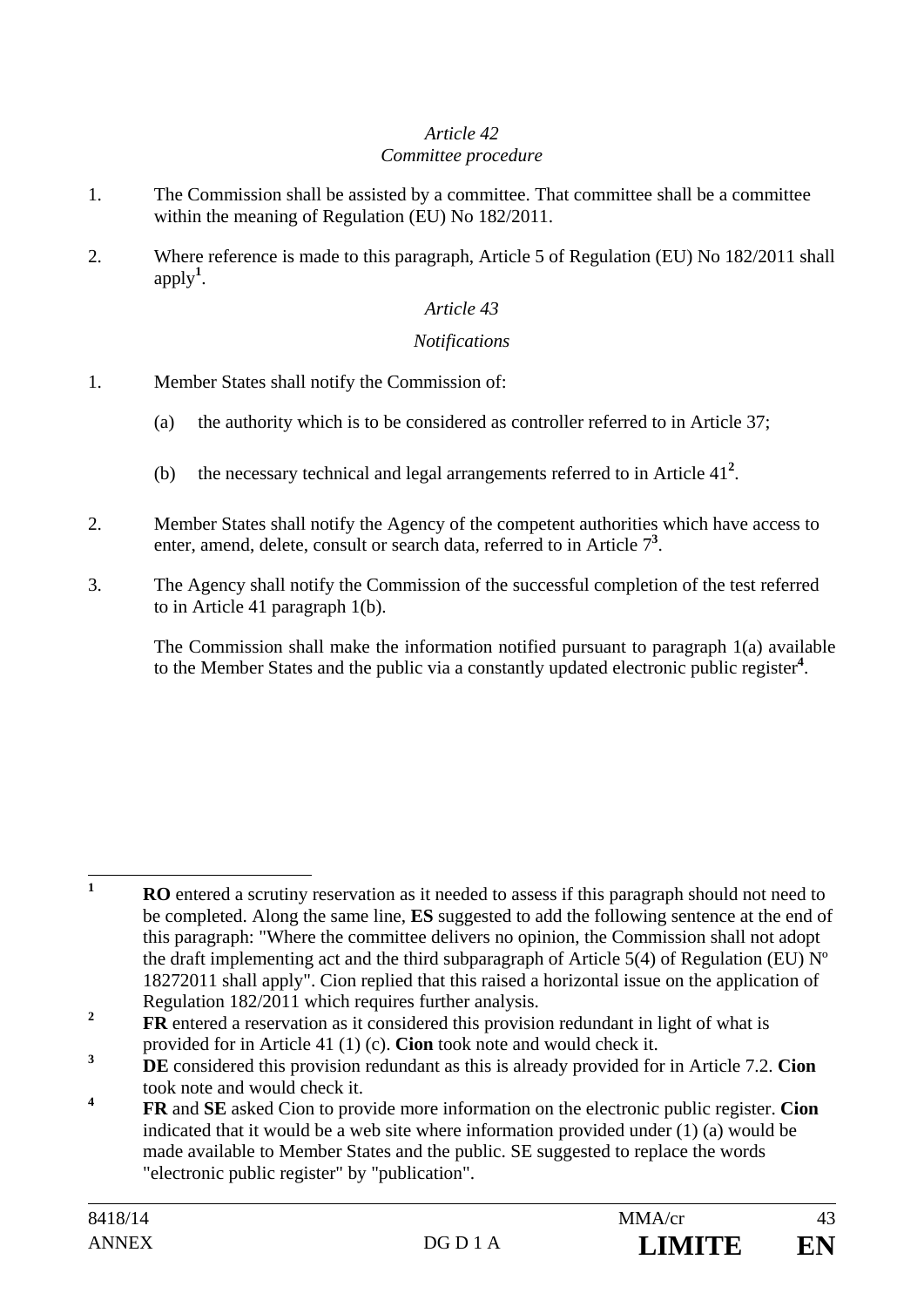*Article 42*
*Committee procedure*

1. The Commission shall be assisted by a committee. That committee shall be a committee within the meaning of Regulation (EU) No 182/2011.

2. Where reference is made to this paragraph, Article 5 of Regulation (EU) No 182/2011 shall apply[1].

*Article 43*

*Notifications*

1. Member States shall notify the Commission of:

   (a) the authority which is to be considered as controller referred to in Article 37;

   (b) the necessary technical and legal arrangements referred to in Article 41[2].

2. Member States shall notify the Agency of the competent authorities which have access to enter, amend, delete, consult or search data, referred to in Article 7[3].

3. The Agency shall notify the Commission of the successful completion of the test referred to in Article 41 paragraph 1(b).

   The Commission shall make the information notified pursuant to paragraph 1(a) available to the Member States and the public via a constantly updated electronic public register[4].

---

[1] **RO** entered a scrutiny reservation as it needed to assess if this paragraph should not need to be completed. Along the same line, **ES** suggested to add the following sentence at the end of this paragraph: "Where the committee delivers no opinion, the Commission shall not adopt the draft implementing act and the third subparagraph of Article 5(4) of Regulation (EU) Nº 18272011 shall apply". Cion replied that this raised a horizontal issue on the application of Regulation 182/2011 which requires further analysis.

[2] **FR** entered a reservation as it considered this provision redundant in light of what is provided for in Article 41 (1) (c). **Cion** took note and would check it.

[3] **DE** considered this provision redundant as this is already provided for in Article 7.2. **Cion** took note and would check it.

[4] **FR** and **SE** asked Cion to provide more information on the electronic public register. **Cion** indicated that it would be a web site where information provided under (1) (a) would be made available to Member States and the public. SE suggested to replace the words "electronic public register" by "publication".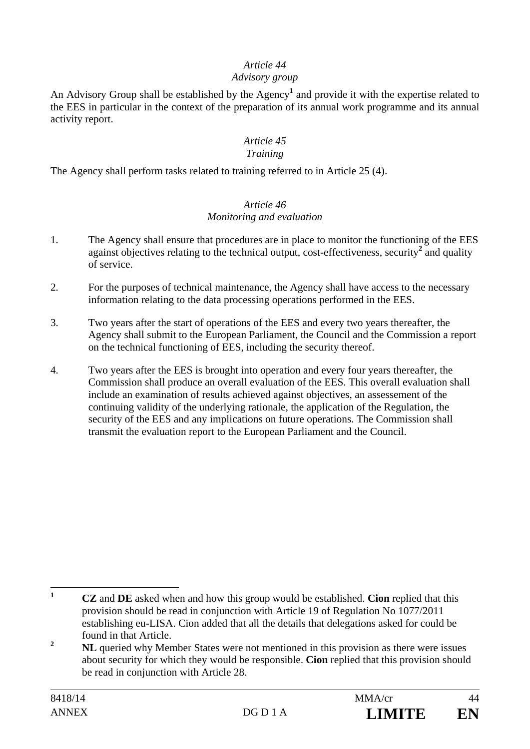*Article 44*

*Advisory group*

An Advisory Group shall be established by the Agency[1] and provide it with the expertise related to the EES in particular in the context of the preparation of its annual work programme and its annual activity report.

*Article 45*

*Training*

The Agency shall perform tasks related to training referred to in Article 25 (4).

*Article 46*

*Monitoring and evaluation*

1. The Agency shall ensure that procedures are in place to monitor the functioning of the EES against objectives relating to the technical output, cost-effectiveness, security[2] and quality of service.

2. For the purposes of technical maintenance, the Agency shall have access to the necessary information relating to the data processing operations performed in the EES.

3. Two years after the start of operations of the EES and every two years thereafter, the Agency shall submit to the European Parliament, the Council and the Commission a report on the technical functioning of EES, including the security thereof.

4. Two years after the EES is brought into operation and every four years thereafter, the Commission shall produce an overall evaluation of the EES. This overall evaluation shall include an examination of results achieved against objectives, an assessement of the continuing validity of the underlying rationale, the application of the Regulation, the security of the EES and any implications on future operations. The Commission shall transmit the evaluation report to the European Parliament and the Council.

---

[1] **CZ** and **DE** asked when and how this group would be established. **Cion** replied that this provision should be read in conjunction with Article 19 of Regulation No 1077/2011 establishing eu-LISA. Cion added that all the details that delegations asked for could be found in that Article.

[2] **NL** queried why Member States were not mentioned in this provision as there were issues about security for which they would be responsible. **Cion** replied that this provision should be read in conjunction with Article 28.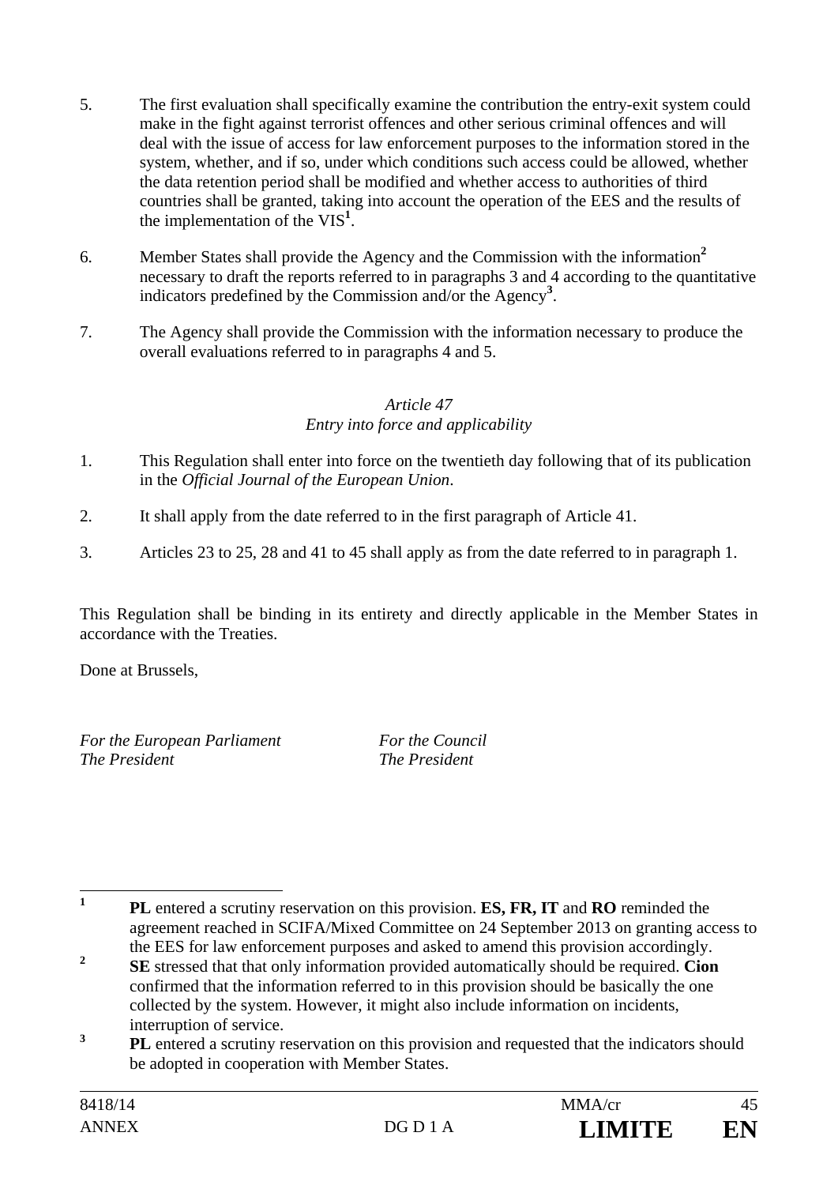5. The first evaluation shall specifically examine the contribution the entry-exit system could make in the fight against terrorist offences and other serious criminal offences and will deal with the issue of access for law enforcement purposes to the information stored in the system, whether, and if so, under which conditions such access could be allowed, whether the data retention period shall be modified and whether access to authorities of third countries shall be granted, taking into account the operation of the EES and the results of the implementation of the VIS[1].

6. Member States shall provide the Agency and the Commission with the information[2] necessary to draft the reports referred to in paragraphs 3 and 4 according to the quantitative indicators predefined by the Commission and/or the Agency[3].

7. The Agency shall provide the Commission with the information necessary to produce the overall evaluations referred to in paragraphs 4 and 5.

*Article 47*
*Entry into force and applicability*

1. This Regulation shall enter into force on the twentieth day following that of its publication in the *Official Journal of the European Union*.

2. It shall apply from the date referred to in the first paragraph of Article 41.

3. Articles 23 to 25, 28 and 41 to 45 shall apply as from the date referred to in paragraph 1.

This Regulation shall be binding in its entirety and directly applicable in the Member States in accordance with the Treaties.

Done at Brussels,

| *For the European Parliament* | *For the Council* |
|---|---|
| *The President* | *The President* |

---

[1] **PL** entered a scrutiny reservation on this provision. **ES, FR, IT** and **RO** reminded the agreement reached in SCIFA/Mixed Committee on 24 September 2013 on granting access to the EES for law enforcement purposes and asked to amend this provision accordingly.

[2] **SE** stressed that that only information provided automatically should be required. **Cion** confirmed that the information referred to in this provision should be basically the one collected by the system. However, it might also include information on incidents, interruption of service.

[3] **PL** entered a scrutiny reservation on this provision and requested that the indicators should be adopted in cooperation with Member States.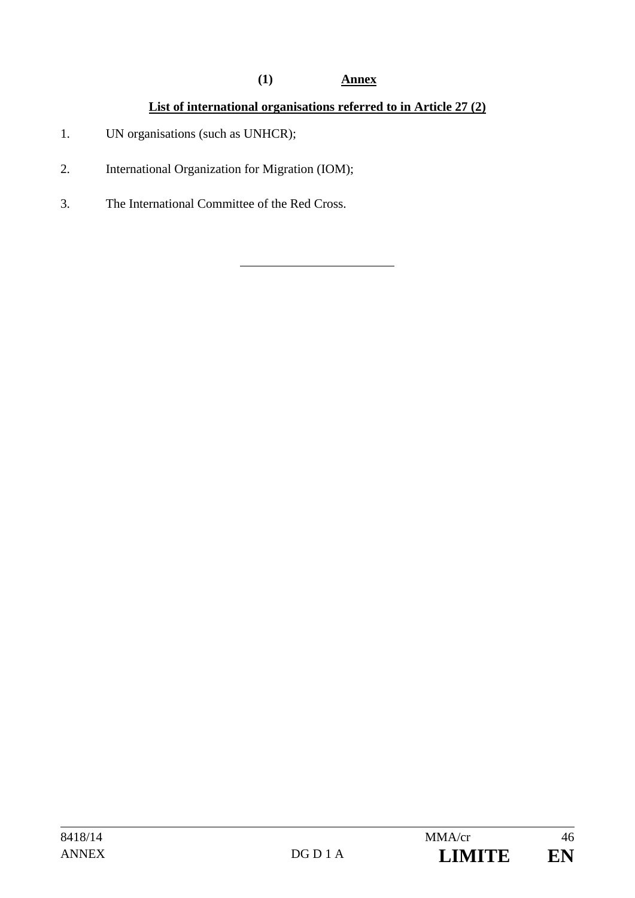**(1) Annex**

**List of international organisations referred to in Article 27 (2)**

1. UN organisations (such as UNHCR);

2. International Organization for Migration (IOM);

3. The International Committee of the Red Cross.